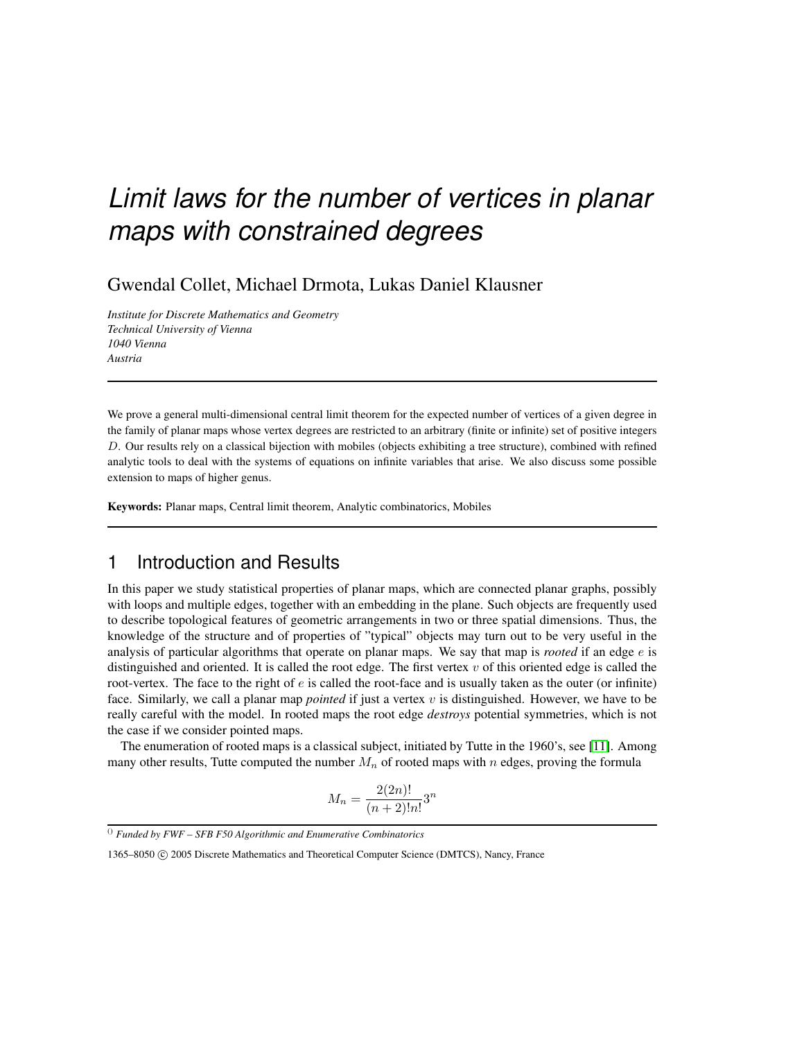# Limit laws for the number of vertices in planar maps with constrained degrees

Gwendal Collet, Michael Drmota, Lukas Daniel Klausner

*Institute for Discrete Mathematics and Geometry*
*Technical University of Vienna*
*1040 Vienna*
*Austria*

---

We prove a general multi-dimensional central limit theorem for the expected number of vertices of a given degree in the family of planar maps whose vertex degrees are restricted to an arbitrary (finite or infinite) set of positive integers $D$. Our results rely on a classical bijection with mobiles (objects exhibiting a tree structure), combined with refined analytic tools to deal with the systems of equations on infinite variables that arise. We also discuss some possible extension to maps of higher genus.

**Keywords:** Planar maps, Central limit theorem, Analytic combinatorics, Mobiles

---

## 1 Introduction and Results

In this paper we study statistical properties of planar maps, which are connected planar graphs, possibly with loops and multiple edges, together with an embedding in the plane. Such objects are frequently used to describe topological features of geometric arrangements in two or three spatial dimensions. Thus, the knowledge of the structure and of properties of "typical" objects may turn out to be very useful in the analysis of particular algorithms that operate on planar maps. We say that map is *rooted* if an edge $e$ is distinguished and oriented. It is called the root edge. The first vertex $v$ of this oriented edge is called the root-vertex. The face to the right of $e$ is called the root-face and is usually taken as the outer (or infinite) face. Similarly, we call a planar map *pointed* if just a vertex $v$ is distinguished. However, we have to be really careful with the model. In rooted maps the root edge *destroys* potential symmetries, which is not the case if we consider pointed maps.

The enumeration of rooted maps is a classical subject, initiated by Tutte in the 1960's, see [11]. Among many other results, Tutte computed the number $M_n$ of rooted maps with $n$ edges, proving the formula

$$M_n = \frac{2(2n)!}{(n+2)!n!}3^n$$

[0] *Funded by FWF – SFB F50 Algorithmic and Enumerative Combinatorics*

1365–8050 © 2005 Discrete Mathematics and Theoretical Computer Science (DMTCS), Nancy, France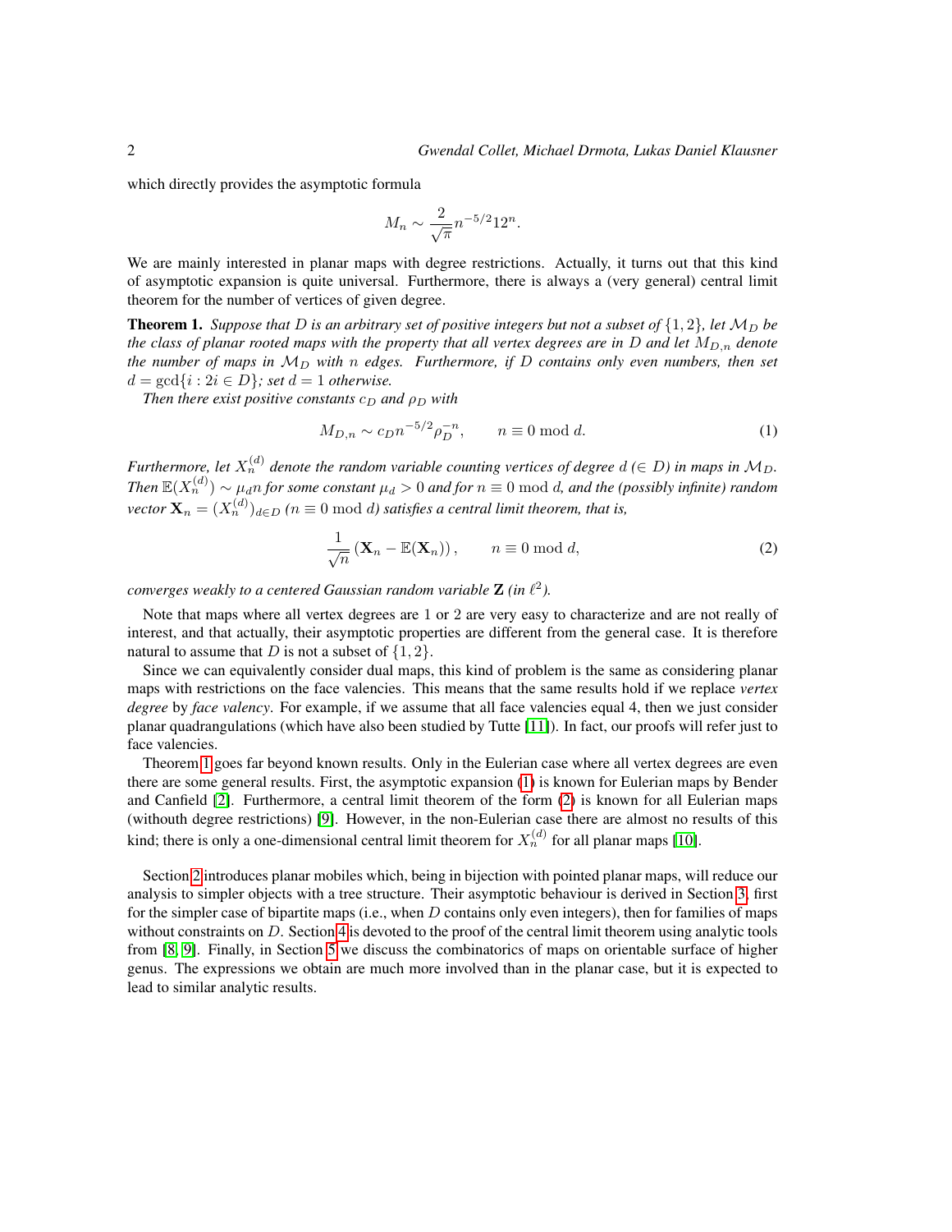which directly provides the asymptotic formula

$$M_n \sim \frac{2}{\sqrt{\pi}} n^{-5/2} 12^n.$$

We are mainly interested in planar maps with degree restrictions. Actually, it turns out that this kind of asymptotic expansion is quite universal. Furthermore, there is always a (very general) central limit theorem for the number of vertices of given degree.

**Theorem 1.** *Suppose that $D$ is an arbitrary set of positive integers but not a subset of $\{1,2\}$, let $\mathcal{M}_D$ be the class of planar rooted maps with the property that all vertex degrees are in $D$ and let $M_{D,n}$ denote the number of maps in $\mathcal{M}_D$ with $n$ edges. Furthermore, if $D$ contains only even numbers, then set $d = \gcd\{i : 2i \in D\}$; set $d = 1$ otherwise.*

*Then there exist positive constants $c_D$ and $\rho_D$ with*

$$M_{D,n} \sim c_D n^{-5/2} \rho_D^{-n}, \qquad n \equiv 0 \bmod d. \tag{1}$$

*Furthermore, let $X_n^{(d)}$ denote the random variable counting vertices of degree $d$ ($\in D$) in maps in $\mathcal{M}_D$. Then $\mathbb{E}(X_n^{(d)}) \sim \mu_d n$ for some constant $\mu_d > 0$ and for $n \equiv 0 \bmod d$, and the (possibly infinite) random vector $\mathbf{X}_n = (X_n^{(d)})_{d\in D}$ ($n \equiv 0 \bmod d$) satisfies a central limit theorem, that is,*

$$\frac{1}{\sqrt{n}} \left( \mathbf{X}_n - \mathbb{E}(\mathbf{X}_n) \right), \qquad n \equiv 0 \bmod d, \tag{2}$$

*converges weakly to a centered Gaussian random variable $\mathbf{Z}$ (in $\ell^2$).*

Note that maps where all vertex degrees are 1 or 2 are very easy to characterize and are not really of interest, and that actually, their asymptotic properties are different from the general case. It is therefore natural to assume that $D$ is not a subset of $\{1,2\}$.

Since we can equivalently consider dual maps, this kind of problem is the same as considering planar maps with restrictions on the face valencies. This means that the same results hold if we replace *vertex degree* by *face valency*. For example, if we assume that all face valencies equal 4, then we just consider planar quadrangulations (which have also been studied by Tutte [11]). In fact, our proofs will refer just to face valencies.

Theorem 1 goes far beyond known results. Only in the Eulerian case where all vertex degrees are even there are some general results. First, the asymptotic expansion (1) is known for Eulerian maps by Bender and Canfield [2]. Furthermore, a central limit theorem of the form (2) is known for all Eulerian maps (withouth degree restrictions) [9]. However, in the non-Eulerian case there are almost no results of this kind; there is only a one-dimensional central limit theorem for $X_n^{(d)}$ for all planar maps [10].

Section 2 introduces planar mobiles which, being in bijection with pointed planar maps, will reduce our analysis to simpler objects with a tree structure. Their asymptotic behaviour is derived in Section 3, first for the simpler case of bipartite maps (i.e., when $D$ contains only even integers), then for families of maps without constraints on $D$. Section 4 is devoted to the proof of the central limit theorem using analytic tools from [8, 9]. Finally, in Section 5 we discuss the combinatorics of maps on orientable surface of higher genus. The expressions we obtain are much more involved than in the planar case, but it is expected to lead to similar analytic results.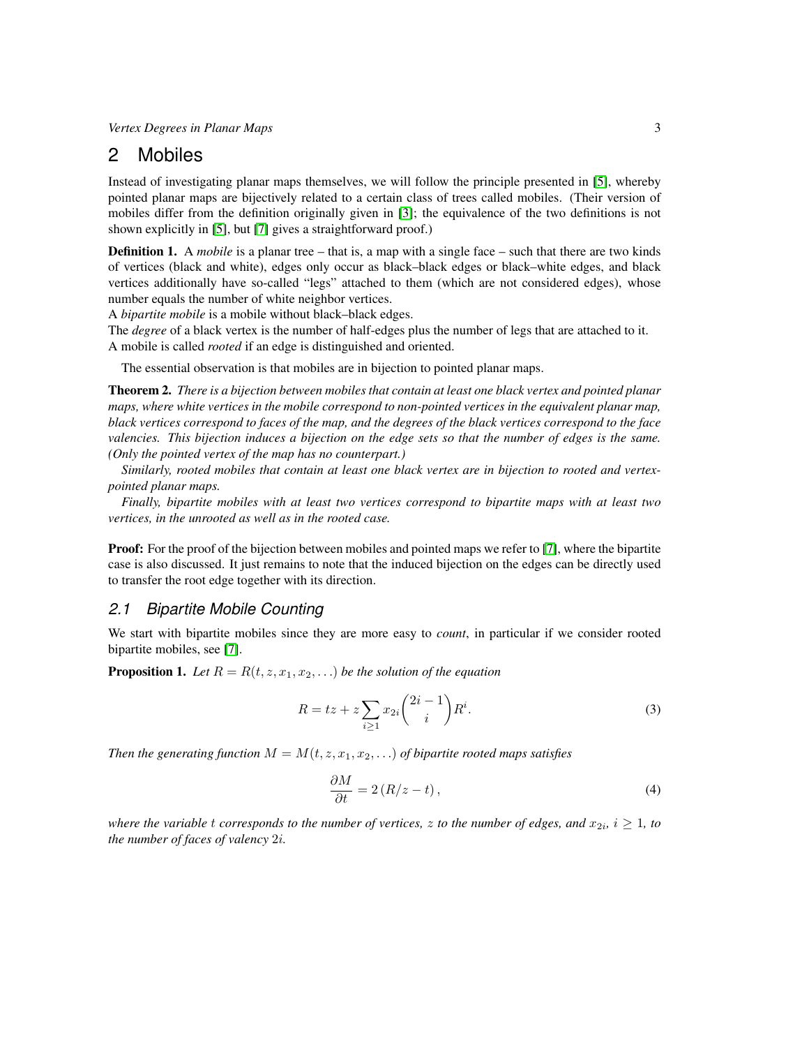## 2 Mobiles

Instead of investigating planar maps themselves, we will follow the principle presented in [5], whereby pointed planar maps are bijectively related to a certain class of trees called mobiles. (Their version of mobiles differ from the definition originally given in [3]; the equivalence of the two definitions is not shown explicitly in [5], but [7] gives a straightforward proof.)

**Definition 1.** A *mobile* is a planar tree – that is, a map with a single face – such that there are two kinds of vertices (black and white), edges only occur as black–black edges or black–white edges, and black vertices additionally have so-called "legs" attached to them (which are not considered edges), whose number equals the number of white neighbor vertices.
A *bipartite mobile* is a mobile without black–black edges.
The *degree* of a black vertex is the number of half-edges plus the number of legs that are attached to it.
A mobile is called *rooted* if an edge is distinguished and oriented.

The essential observation is that mobiles are in bijection to pointed planar maps.

**Theorem 2.** *There is a bijection between mobiles that contain at least one black vertex and pointed planar maps, where white vertices in the mobile correspond to non-pointed vertices in the equivalent planar map, black vertices correspond to faces of the map, and the degrees of the black vertices correspond to the face valencies. This bijection induces a bijection on the edge sets so that the number of edges is the same. (Only the pointed vertex of the map has no counterpart.)*

*Similarly, rooted mobiles that contain at least one black vertex are in bijection to rooted and vertex-pointed planar maps.*

*Finally, bipartite mobiles with at least two vertices correspond to bipartite maps with at least two vertices, in the unrooted as well as in the rooted case.*

**Proof:** For the proof of the bijection between mobiles and pointed maps we refer to [7], where the bipartite case is also discussed. It just remains to note that the induced bijection on the edges can be directly used to transfer the root edge together with its direction.

### 2.1 Bipartite Mobile Counting

We start with bipartite mobiles since they are more easy to *count*, in particular if we consider rooted bipartite mobiles, see [7].

**Proposition 1.** *Let $R = R(t, z, x_1, x_2, \ldots)$ be the solution of the equation*

$$R = tz + z \sum_{i \geq 1} x_{2i} \binom{2i-1}{i} R^i. \tag{3}$$

*Then the generating function $M = M(t, z, x_1, x_2, \ldots)$ of bipartite rooted maps satisfies*

$$\frac{\partial M}{\partial t} = 2\,(R/z - t)\,, \tag{4}$$

*where the variable $t$ corresponds to the number of vertices, $z$ to the number of edges, and $x_{2i}$, $i \geq 1$, to the number of faces of valency $2i$.*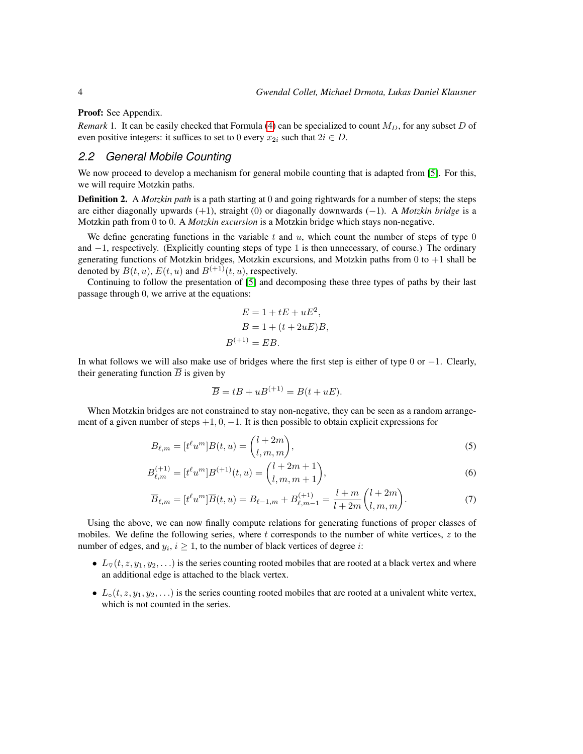**Proof:** See Appendix.

*Remark* 1. It can be easily checked that Formula (4) can be specialized to count $M_D$, for any subset $D$ of even positive integers: it suffices to set to 0 every $x_{2i}$ such that $2i \in D$.

## 2.2 General Mobile Counting

We now proceed to develop a mechanism for general mobile counting that is adapted from [5]. For this, we will require Motzkin paths.

**Definition 2.** A *Motzkin path* is a path starting at 0 and going rightwards for a number of steps; the steps are either diagonally upwards $(+1)$, straight $(0)$ or diagonally downwards $(-1)$. A *Motzkin bridge* is a Motzkin path from 0 to 0. A *Motzkin excursion* is a Motzkin bridge which stays non-negative.

We define generating functions in the variable $t$ and $u$, which count the number of steps of type 0 and $-1$, respectively. (Explicitly counting steps of type 1 is then unnecessary, of course.) The ordinary generating functions of Motzkin bridges, Motzkin excursions, and Motzkin paths from 0 to $+1$ shall be denoted by $B(t,u)$, $E(t,u)$ and $B^{(+1)}(t,u)$, respectively.

Continuing to follow the presentation of [5] and decomposing these three types of paths by their last passage through 0, we arrive at the equations:

$$
\begin{aligned}
E &= 1 + tE + uE^2, \\
B &= 1 + (t + 2uE)B, \\
B^{(+1)} &= EB.
\end{aligned}
$$

In what follows we will also make use of bridges where the first step is either of type 0 or $-1$. Clearly, their generating function $\overline{B}$ is given by

$$
\overline{B} = tB + uB^{(+1)} = B(t + uE).
$$

When Motzkin bridges are not constrained to stay non-negative, they can be seen as a random arrangement of a given number of steps $+1, 0, -1$. It is then possible to obtain explicit expressions for

$$
B_{\ell,m} = [t^\ell u^m]B(t,u) = \binom{l+2m}{l,m,m}, \tag{5}
$$

$$
B^{(+1)}_{\ell,m} = [t^\ell u^m]B^{(+1)}(t,u) = \binom{l+2m+1}{l,m,m+1}, \tag{6}
$$

$$
\overline{B}_{\ell,m} = [t^\ell u^m]\overline{B}(t,u) = B_{\ell-1,m} + B^{(+1)}_{\ell,m-1} = \frac{l+m}{l+2m}\binom{l+2m}{l,m,m}. \tag{7}
$$

Using the above, we can now finally compute relations for generating functions of proper classes of mobiles. We define the following series, where $t$ corresponds to the number of white vertices, $z$ to the number of edges, and $y_i$, $i \geq 1$, to the number of black vertices of degree $i$:

- $L_\triangledown(t, z, y_1, y_2, \ldots)$ is the series counting rooted mobiles that are rooted at a black vertex and where an additional edge is attached to the black vertex.
- $L_\circ(t, z, y_1, y_2, \ldots)$ is the series counting rooted mobiles that are rooted at a univalent white vertex, which is not counted in the series.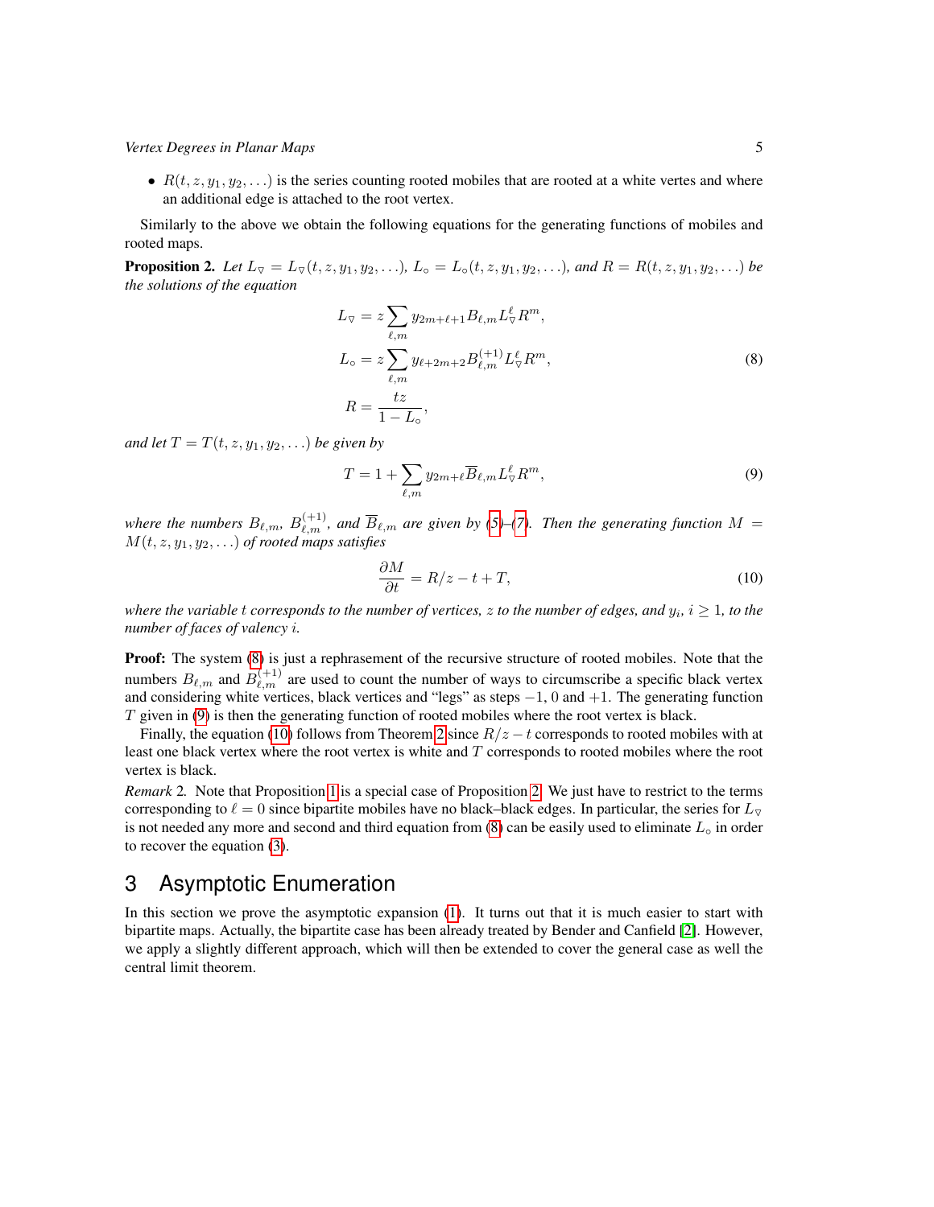- $R(t, z, y_1, y_2, \ldots)$ is the series counting rooted mobiles that are rooted at a white vertes and where an additional edge is attached to the root vertex.

Similarly to the above we obtain the following equations for the generating functions of mobiles and rooted maps.

**Proposition 2.** *Let $L_\triangledown = L_\triangledown(t, z, y_1, y_2, \ldots)$, $L_\circ = L_\circ(t, z, y_1, y_2, \ldots)$, and $R = R(t, z, y_1, y_2, \ldots)$ be the solutions of the equation*

$$
\begin{aligned}
L_\triangledown &= z \sum_{\ell,m} y_{2m+\ell+1} B_{\ell,m} L_\triangledown^\ell R^m, \\
L_\circ &= z \sum_{\ell,m} y_{\ell+2m+2} B^{(+1)}_{\ell,m} L_\triangledown^\ell R^m, \\
R &= \frac{tz}{1 - L_\circ},
\end{aligned}
\tag{8}
$$

*and let $T = T(t, z, y_1, y_2, \ldots)$ be given by*

$$
T = 1 + \sum_{\ell,m} y_{2m+\ell} \overline{B}_{\ell,m} L_\triangledown^\ell R^m,
\tag{9}
$$

*where the numbers $B_{\ell,m}$, $B^{(+1)}_{\ell,m}$, and $\overline{B}_{\ell,m}$ are given by (5)–(7). Then the generating function $M = M(t, z, y_1, y_2, \ldots)$ of rooted maps satisfies*

$$
\frac{\partial M}{\partial t} = R/z - t + T,
\tag{10}
$$

*where the variable $t$ corresponds to the number of vertices, $z$ to the number of edges, and $y_i$, $i \geq 1$, to the number of faces of valency $i$.*

**Proof:** The system (8) is just a rephrasement of the recursive structure of rooted mobiles. Note that the numbers $B_{\ell,m}$ and $B^{(+1)}_{\ell,m}$ are used to count the number of ways to circumscribe a specific black vertex and considering white vertices, black vertices and "legs" as steps $-1$, $0$ and $+1$. The generating function $T$ given in (9) is then the generating function of rooted mobiles where the root vertex is black.

Finally, the equation (10) follows from Theorem 2 since $R/z - t$ corresponds to rooted mobiles with at least one black vertex where the root vertex is white and $T$ corresponds to rooted mobiles where the root vertex is black.

*Remark 2.* Note that Proposition 1 is a special case of Proposition 2. We just have to restrict to the terms corresponding to $\ell = 0$ since bipartite mobiles have no black–black edges. In particular, the series for $L_\triangledown$ is not needed any more and second and third equation from (8) can be easily used to eliminate $L_\circ$ in order to recover the equation (3).

## 3 Asymptotic Enumeration

In this section we prove the asymptotic expansion (1). It turns out that it is much easier to start with bipartite maps. Actually, the bipartite case has been already treated by Bender and Canfield [2]. However, we apply a slightly different approach, which will then be extended to cover the general case as well the central limit theorem.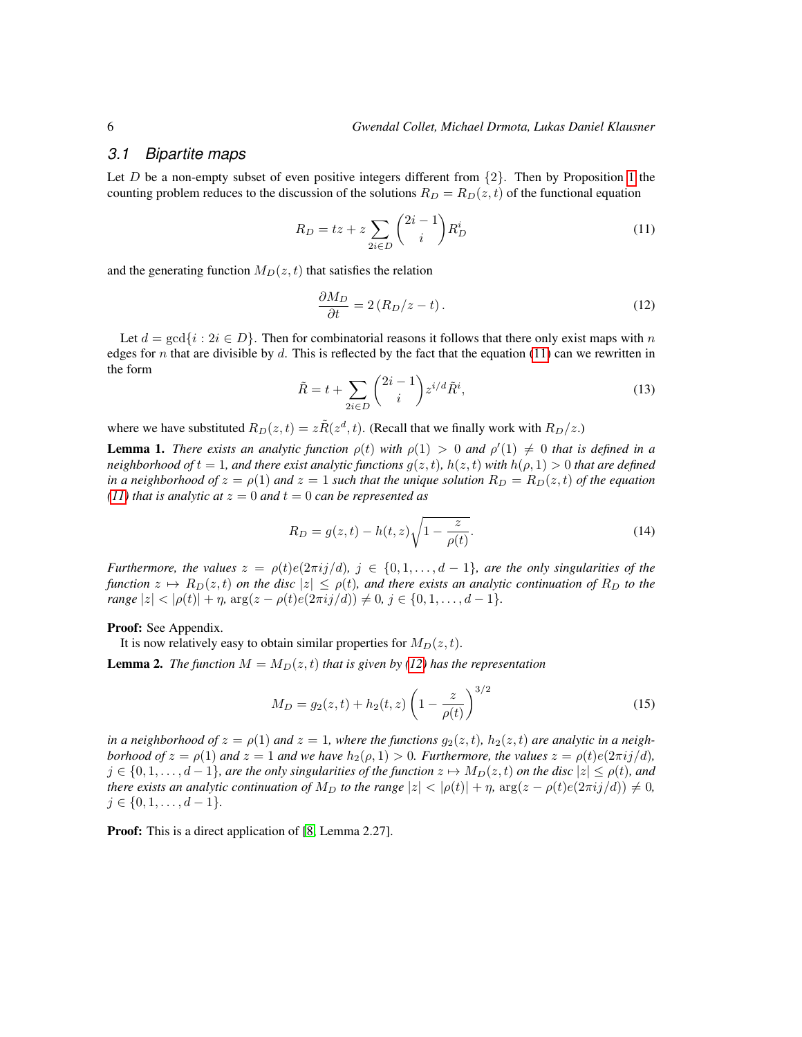### 3.1 Bipartite maps

Let $D$ be a non-empty subset of even positive integers different from $\{2\}$. Then by Proposition 1 the counting problem reduces to the discussion of the solutions $R_D = R_D(z,t)$ of the functional equation

$$R_D = tz + z \sum_{2i \in D} \binom{2i-1}{i} R_D^i \tag{11}$$

and the generating function $M_D(z,t)$ that satisfies the relation

$$\frac{\partial M_D}{\partial t} = 2\left(R_D/z - t\right). \tag{12}$$

Let $d = \gcd\{i : 2i \in D\}$. Then for combinatorial reasons it follows that there only exist maps with $n$ edges for $n$ that are divisible by $d$. This is reflected by the fact that the equation (11) can we rewritten in the form

$$\tilde{R} = t + \sum_{2i \in D} \binom{2i-1}{i} z^{i/d} \tilde{R}^i, \tag{13}$$

where we have substituted $R_D(z,t) = z\tilde{R}(z^d, t)$. (Recall that we finally work with $R_D/z$.)

**Lemma 1.** *There exists an analytic function $\rho(t)$ with $\rho(1) > 0$ and $\rho'(1) \neq 0$ that is defined in a neighborhood of $t = 1$, and there exist analytic functions $g(z,t)$, $h(z,t)$ with $h(\rho, 1) > 0$ that are defined in a neighborhood of $z = \rho(1)$ and $z = 1$ such that the unique solution $R_D = R_D(z,t)$ of the equation (11) that is analytic at $z = 0$ and $t = 0$ can be represented as*

$$R_D = g(z,t) - h(t,z)\sqrt{1 - \frac{z}{\rho(t)}}. \tag{14}$$

*Furthermore, the values $z = \rho(t)e(2\pi ij/d)$, $j \in \{0, 1, \ldots, d-1\}$, are the only singularities of the function $z \mapsto R_D(z,t)$ on the disc $|z| \leq \rho(t)$, and there exists an analytic continuation of $R_D$ to the range $|z| < |\rho(t)| + \eta$, $\arg(z - \rho(t)e(2\pi ij/d)) \neq 0$, $j \in \{0, 1, \ldots, d-1\}$.*

**Proof:** See Appendix.

It is now relatively easy to obtain similar properties for $M_D(z,t)$.

**Lemma 2.** *The function $M = M_D(z,t)$ that is given by (12) has the representation*

$$M_D = g_2(z,t) + h_2(t,z)\left(1 - \frac{z}{\rho(t)}\right)^{3/2} \tag{15}$$

*in a neighborhood of $z = \rho(1)$ and $z = 1$, where the functions $g_2(z,t)$, $h_2(z,t)$ are analytic in a neighborhood of $z = \rho(1)$ and $z = 1$ and we have $h_2(\rho, 1) > 0$. Furthermore, the values $z = \rho(t)e(2\pi ij/d)$, $j \in \{0, 1, \ldots, d-1\}$, are the only singularities of the function $z \mapsto M_D(z,t)$ on the disc $|z| \leq \rho(t)$, and there exists an analytic continuation of $M_D$ to the range $|z| < |\rho(t)| + \eta$, $\arg(z - \rho(t)e(2\pi ij/d)) \neq 0$, $j \in \{0, 1, \ldots, d-1\}$.*

**Proof:** This is a direct application of [8, Lemma 2.27].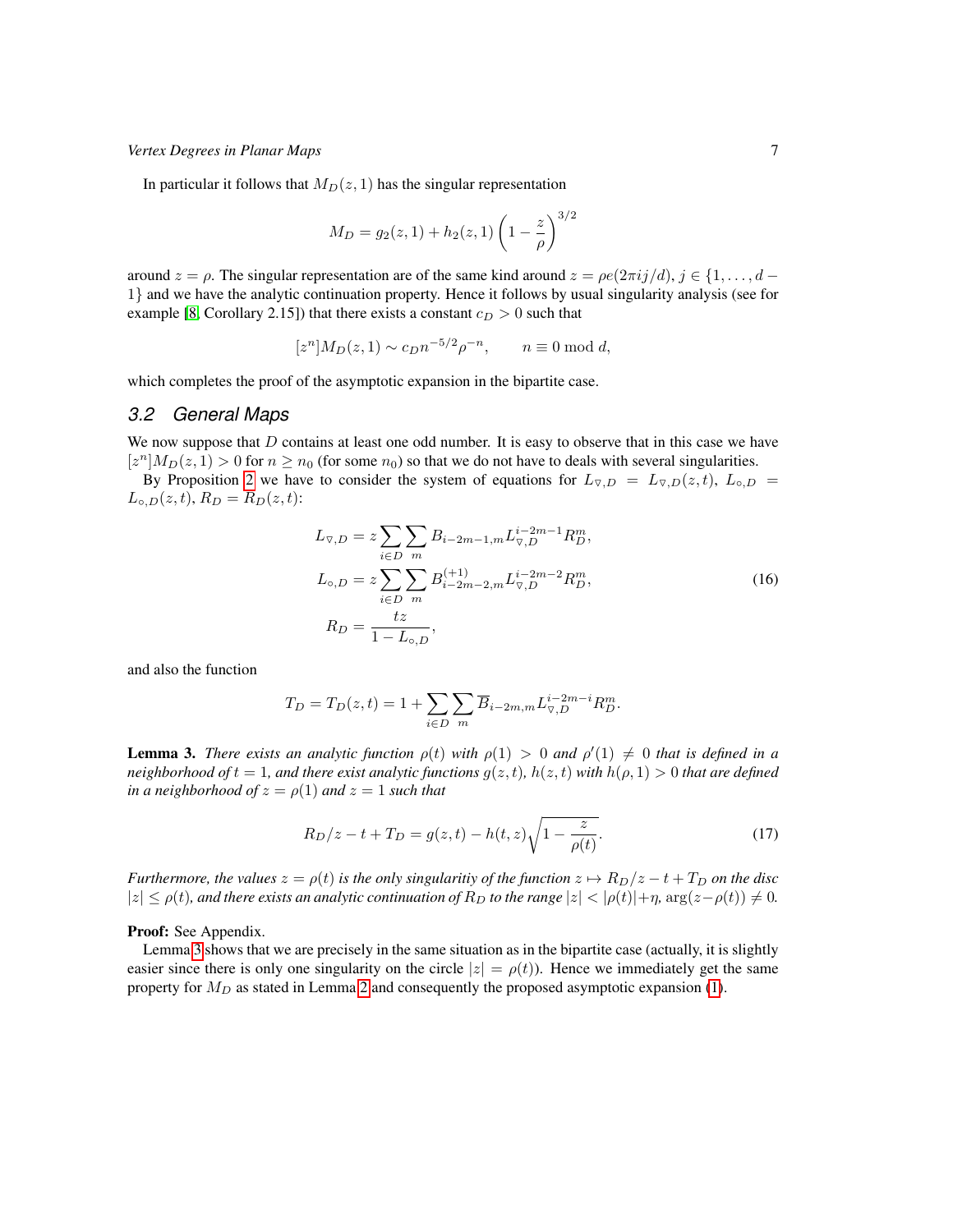In particular it follows that $M_D(z,1)$ has the singular representation

$$M_D = g_2(z,1) + h_2(z,1)\left(1 - \frac{z}{\rho}\right)^{3/2}$$

around $z = \rho$. The singular representation are of the same kind around $z = \rho e(2\pi i j/d)$, $j \in \{1, \ldots, d-1\}$ and we have the analytic continuation property. Hence it follows by usual singularity analysis (see for example [8, Corollary 2.15]) that there exists a constant $c_D > 0$ such that

$$[z^n]M_D(z,1) \sim c_D n^{-5/2} \rho^{-n}, \qquad n \equiv 0 \bmod d,$$

which completes the proof of the asymptotic expansion in the bipartite case.

## 3.2 General Maps

We now suppose that $D$ contains at least one odd number. It is easy to observe that in this case we have $[z^n]M_D(z,1) > 0$ for $n \geq n_0$ (for some $n_0$) so that we do not have to deals with several singularities.

By Proposition 2 we have to consider the system of equations for $L_{\triangledown,D} = L_{\triangledown,D}(z,t)$, $L_{\circ,D} = L_{\circ,D}(z,t)$, $R_D = R_D(z,t)$:

$$\begin{aligned}
L_{\triangledown,D} &= z \sum_{i\in D} \sum_m B_{i-2m-1,m} L_{\triangledown,D}^{i-2m-1} R_D^m, \\
L_{\circ,D} &= z \sum_{i\in D} \sum_m B^{(+1)}_{i-2m-2,m} L_{\triangledown,D}^{i-2m-2} R_D^m, \\
R_D &= \frac{tz}{1 - L_{\circ,D}},
\end{aligned} \tag{16}$$

and also the function

$$T_D = T_D(z,t) = 1 + \sum_{i\in D} \sum_m \overline{B}_{i-2m,m} L_{\triangledown,D}^{i-2m-i} R_D^m.$$

**Lemma 3.** *There exists an analytic function $\rho(t)$ with $\rho(1) > 0$ and $\rho'(1) \neq 0$ that is defined in a neighborhood of $t = 1$, and there exist analytic functions $g(z,t)$, $h(z,t)$ with $h(\rho,1) > 0$ that are defined in a neighborhood of $z = \rho(1)$ and $z = 1$ such that*

$$R_D/z - t + T_D = g(z,t) - h(t,z)\sqrt{1 - \frac{z}{\rho(t)}}. \tag{17}$$

*Furthermore, the values $z = \rho(t)$ is the only singularitiy of the function $z \mapsto R_D/z - t + T_D$ on the disc $|z| \leq \rho(t)$, and there exists an analytic continuation of $R_D$ to the range $|z| < |\rho(t)| + \eta$, $\arg(z - \rho(t)) \neq 0$.*

**Proof:** See Appendix.

Lemma 3 shows that we are precisely in the same situation as in the bipartite case (actually, it is slightly easier since there is only one singularity on the circle $|z| = \rho(t)$). Hence we immediately get the same property for $M_D$ as stated in Lemma 2 and consequently the proposed asymptotic expansion (1).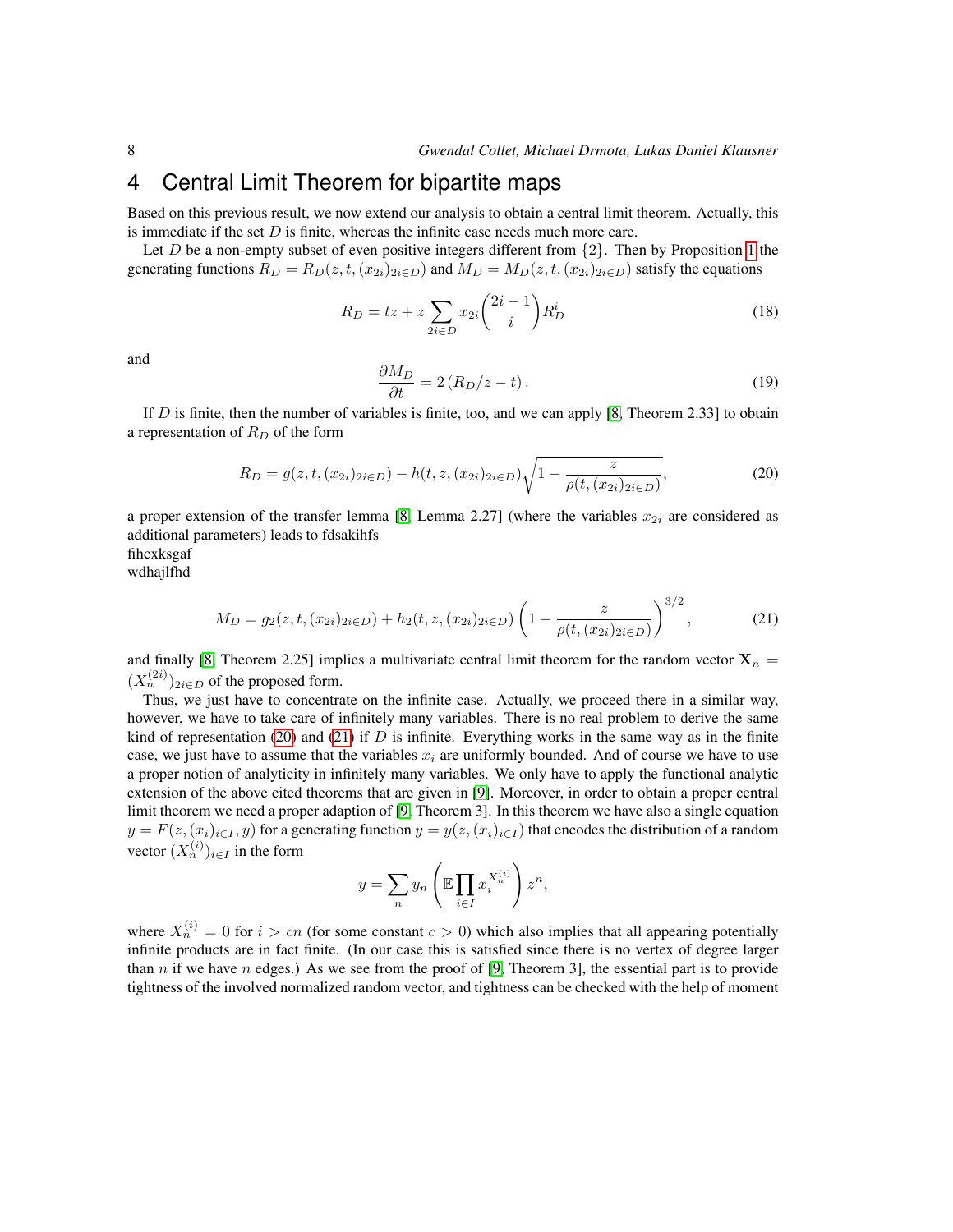## 4 Central Limit Theorem for bipartite maps

Based on this previous result, we now extend our analysis to obtain a central limit theorem. Actually, this is immediate if the set $D$ is finite, whereas the infinite case needs much more care.

Let $D$ be a non-empty subset of even positive integers different from $\{2\}$. Then by Proposition 1 the generating functions $R_D = R_D(z,t,(x_{2i})_{2i\in D})$ and $M_D = M_D(z,t,(x_{2i})_{2i\in D})$ satisfy the equations

$$R_D = tz + z\sum_{2i\in D} x_{2i}\binom{2i-1}{i}R_D^i \tag{18}$$

and

$$\frac{\partial M_D}{\partial t} = 2\left(R_D/z - t\right). \tag{19}$$

If $D$ is finite, then the number of variables is finite, too, and we can apply [8, Theorem 2.33] to obtain a representation of $R_D$ of the form

$$R_D = g(z,t,(x_{2i})_{2i\in D}) - h(t,z,(x_{2i})_{2i\in D})\sqrt{1-\frac{z}{\rho(t,(x_{2i})_{2i\in D})}}, \tag{20}$$

a proper extension of the transfer lemma [8, Lemma 2.27] (where the variables $x_{2i}$ are considered as additional parameters) leads to fdsakihfs
fihcxksgaf
wdhajlfhd

$$M_D = g_2(z,t,(x_{2i})_{2i\in D}) + h_2(t,z,(x_{2i})_{2i\in D})\left(1-\frac{z}{\rho(t,(x_{2i})_{2i\in D})}\right)^{3/2}, \tag{21}$$

and finally [8, Theorem 2.25] implies a multivariate central limit theorem for the random vector $\mathbf{X}_n = (X_n^{(2i)})_{2i\in D}$ of the proposed form.

Thus, we just have to concentrate on the infinite case. Actually, we proceed there in a similar way, however, we have to take care of infinitely many variables. There is no real problem to derive the same kind of representation (20) and (21) if $D$ is infinite. Everything works in the same way as in the finite case, we just have to assume that the variables $x_i$ are uniformly bounded. And of course we have to use a proper notion of analyticity in infinitely many variables. We only have to apply the functional analytic extension of the above cited theorems that are given in [9]. Moreover, in order to obtain a proper central limit theorem we need a proper adaption of [9, Theorem 3]. In this theorem we have also a single equation $y = F(z,(x_i)_{i\in I},y)$ for a generating function $y = y(z,(x_i)_{i\in I})$ that encodes the distribution of a random vector $(X_n^{(i)})_{i\in I}$ in the form

$$y = \sum_n y_n\left(\mathbb{E}\prod_{i\in I} x_i^{X_n^{(i)}}\right)z^n,$$

where $X_n^{(i)} = 0$ for $i > cn$ (for some constant $c > 0$) which also implies that all appearing potentially infinite products are in fact finite. (In our case this is satisfied since there is no vertex of degree larger than $n$ if we have $n$ edges.) As we see from the proof of [9, Theorem 3], the essential part is to provide tightness of the involved normalized random vector, and tightness can be checked with the help of moment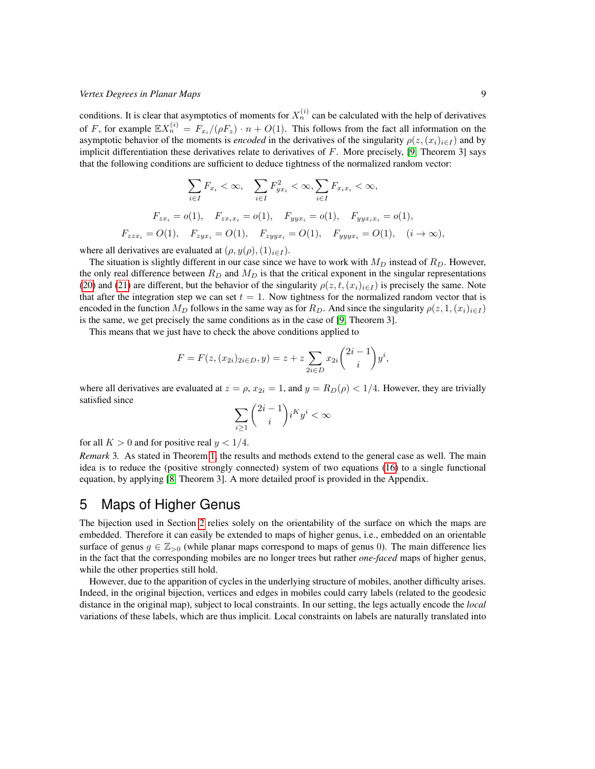conditions. It is clear that asymptotics of moments for $X_n^{(i)}$ can be calculated with the help of derivatives of $F$, for example $\mathbb{E}X_n^{(i)} = F_{x_i}/(\rho F_z) \cdot n + O(1)$. This follows from the fact all information on the asymptotic behavior of the moments is *encoded* in the derivatives of the singularity $\rho(z,(x_i)_{i\in I})$ and by implicit differentiation these derivatives relate to derivatives of $F$. More precisely, [9, Theorem 3] says that the following conditions are sufficient to deduce tightness of the normalized random vector:

$$\sum_{i\in I} F_{x_i} < \infty, \quad \sum_{i\in I} F_{yx_i}^2 < \infty, \sum_{i\in I} F_{x_i x_i} < \infty,$$

$$F_{zx_i} = o(1), \quad F_{zx_i x_i} = o(1), \quad F_{yyx_i} = o(1), \quad F_{yyx_i x_i} = o(1),$$

$$F_{zzx_i} = O(1), \quad F_{zyx_i} = O(1), \quad F_{zyyx_i} = O(1), \quad F_{yyyx_i} = O(1), \quad (i \to \infty),$$

where all derivatives are evaluated at $(\rho, y(\rho), (1)_{i\in I})$.

The situation is slightly different in our case since we have to work with $M_D$ instead of $R_D$. However, the only real difference between $R_D$ and $M_D$ is that the critical exponent in the singular representations (20) and (21) are different, but the behavior of the singularity $\rho(z,t,(x_i)_{i\in I})$ is precisely the same. Note that after the integration step we can set $t = 1$. Now tightness for the normalized random vector that is encoded in the function $M_D$ follows in the same way as for $R_D$. And since the singularity $\rho(z,1,(x_i)_{i\in I})$ is the same, we get precisely the same conditions as in the case of [9, Theorem 3].

This means that we just have to check the above conditions applied to

$$F = F(z,(x_{2i})_{2i\in D}, y) = z + z\sum_{2i\in D} x_{2i}\binom{2i-1}{i}y^i,$$

where all derivatives are evaluated at $z = \rho$, $x_{2i} = 1$, and $y = R_D(\rho) < 1/4$. However, they are trivially satisfied since

$$\sum_{i\geq 1}\binom{2i-1}{i} i^K y^i < \infty$$

for all $K > 0$ and for positive real $y < 1/4$.

*Remark* 3. As stated in Theorem 1, the results and methods extend to the general case as well. The main idea is to reduce the (positive strongly connected) system of two equations (16) to a single functional equation, by applying [8, Theorem 3]. A more detailed proof is provided in the Appendix.

## 5 Maps of Higher Genus

The bijection used in Section 2 relies solely on the orientability of the surface on which the maps are embedded. Therefore it can easily be extended to maps of higher genus, i.e., embedded on an orientable surface of genus $g \in \mathbb{Z}_{>0}$ (while planar maps correspond to maps of genus 0). The main difference lies in the fact that the corresponding mobiles are no longer trees but rather *one-faced* maps of higher genus, while the other properties still hold.

However, due to the apparition of cycles in the underlying structure of mobiles, another difficulty arises. Indeed, in the original bijection, vertices and edges in mobiles could carry labels (related to the geodesic distance in the original map), subject to local constraints. In our setting, the legs actually encode the *local* variations of these labels, which are thus implicit. Local constraints on labels are naturally translated into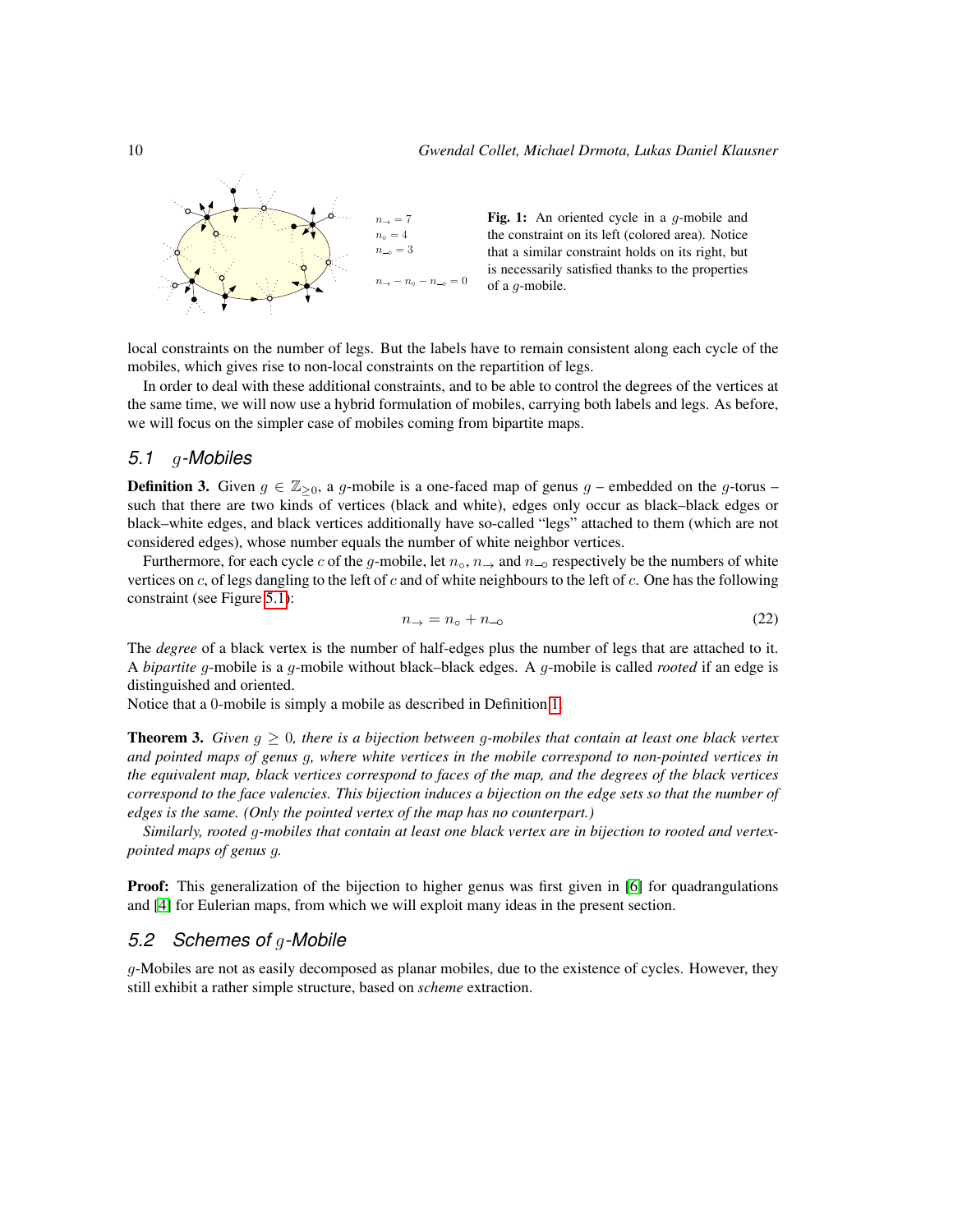$n_{\rightarrow} = 7$
$n_{\circ} = 4$
$n_{\multimap} = 3$

$n_{\rightarrow} - n_{\circ} - n_{\multimap} = 0$

**Fig. 1:** An oriented cycle in a $g$-mobile and the constraint on its left (colored area). Notice that a similar constraint holds on its right, but is necessarily satisfied thanks to the properties of a $g$-mobile.

local constraints on the number of legs. But the labels have to remain consistent along each cycle of the mobiles, which gives rise to non-local constraints on the repartition of legs.

In order to deal with these additional constraints, and to be able to control the degrees of the vertices at the same time, we will now use a hybrid formulation of mobiles, carrying both labels and legs. As before, we will focus on the simpler case of mobiles coming from bipartite maps.

## 5.1 $g$-Mobiles

**Definition 3.** Given $g \in \mathbb{Z}_{\geq 0}$, a $g$-mobile is a one-faced map of genus $g$ – embedded on the $g$-torus – such that there are two kinds of vertices (black and white), edges only occur as black–black edges or black–white edges, and black vertices additionally have so-called "legs" attached to them (which are not considered edges), whose number equals the number of white neighbor vertices.

Furthermore, for each cycle $c$ of the $g$-mobile, let $n_{\circ}$, $n_{\rightarrow}$ and $n_{\multimap}$ respectively be the numbers of white vertices on $c$, of legs dangling to the left of $c$ and of white neighbours to the left of $c$. One has the following constraint (see Figure 5.1):

$$n_{\rightarrow} = n_{\circ} + n_{\multimap} \tag{22}$$

The *degree* of a black vertex is the number of half-edges plus the number of legs that are attached to it. A *bipartite* $g$-mobile is a $g$-mobile without black–black edges. A $g$-mobile is called *rooted* if an edge is distinguished and oriented.

Notice that a 0-mobile is simply a mobile as described in Definition 1.

**Theorem 3.** *Given $g \geq 0$, there is a bijection between $g$-mobiles that contain at least one black vertex and pointed maps of genus $g$, where white vertices in the mobile correspond to non-pointed vertices in the equivalent map, black vertices correspond to faces of the map, and the degrees of the black vertices correspond to the face valencies. This bijection induces a bijection on the edge sets so that the number of edges is the same. (Only the pointed vertex of the map has no counterpart.)*

*Similarly, rooted $g$-mobiles that contain at least one black vertex are in bijection to rooted and vertex-pointed maps of genus $g$.*

**Proof:** This generalization of the bijection to higher genus was first given in [6] for quadrangulations and [4] for Eulerian maps, from which we will exploit many ideas in the present section.

## 5.2 Schemes of $g$-Mobile

$g$-Mobiles are not as easily decomposed as planar mobiles, due to the existence of cycles. However, they still exhibit a rather simple structure, based on *scheme* extraction.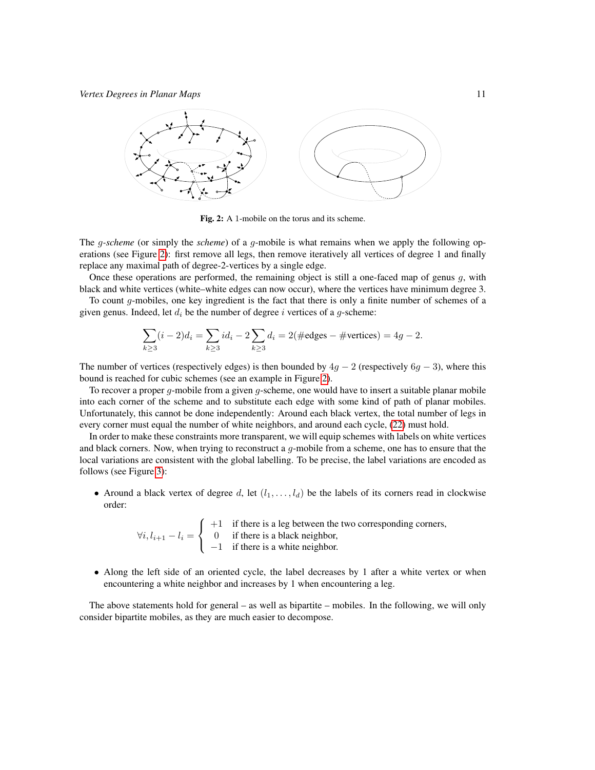Fig. 2: A 1-mobile on the torus and its scheme.

The $g$-*scheme* (or simply the *scheme*) of a $g$-mobile is what remains when we apply the following operations (see Figure 2): first remove all legs, then remove iteratively all vertices of degree 1 and finally replace any maximal path of degree-2-vertices by a single edge.

Once these operations are performed, the remaining object is still a one-faced map of genus $g$, with black and white vertices (white–white edges can now occur), where the vertices have minimum degree 3.

To count $g$-mobiles, one key ingredient is the fact that there is only a finite number of schemes of a given genus. Indeed, let $d_i$ be the number of degree $i$ vertices of a $g$-scheme:

$$\sum_{k\geq 3}(i-2)d_i = \sum_{k\geq 3} id_i - 2\sum_{k\geq 3} d_i = 2(\#\text{edges} - \#\text{vertices}) = 4g-2.$$

The number of vertices (respectively edges) is then bounded by $4g-2$ (respectively $6g-3$), where this bound is reached for cubic schemes (see an example in Figure 2).

To recover a proper $g$-mobile from a given $g$-scheme, one would have to insert a suitable planar mobile into each corner of the scheme and to substitute each edge with some kind of path of planar mobiles. Unfortunately, this cannot be done independently: Around each black vertex, the total number of legs in every corner must equal the number of white neighbors, and around each cycle, (22) must hold.

In order to make these constraints more transparent, we will equip schemes with labels on white vertices and black corners. Now, when trying to reconstruct a $g$-mobile from a scheme, one has to ensure that the local variations are consistent with the global labelling. To be precise, the label variations are encoded as follows (see Figure 3):

- Around a black vertex of degree $d$, let $(l_1,\ldots,l_d)$ be the labels of its corners read in clockwise order:

$$\forall i, l_{i+1}-l_i = \begin{cases} +1 & \text{if there is a leg between the two corresponding corners,} \\ 0 & \text{if there is a black neighbor,} \\ -1 & \text{if there is a white neighbor.} \end{cases}$$

- Along the left side of an oriented cycle, the label decreases by 1 after a white vertex or when encountering a white neighbor and increases by 1 when encountering a leg.

The above statements hold for general – as well as bipartite – mobiles. In the following, we will only consider bipartite mobiles, as they are much easier to decompose.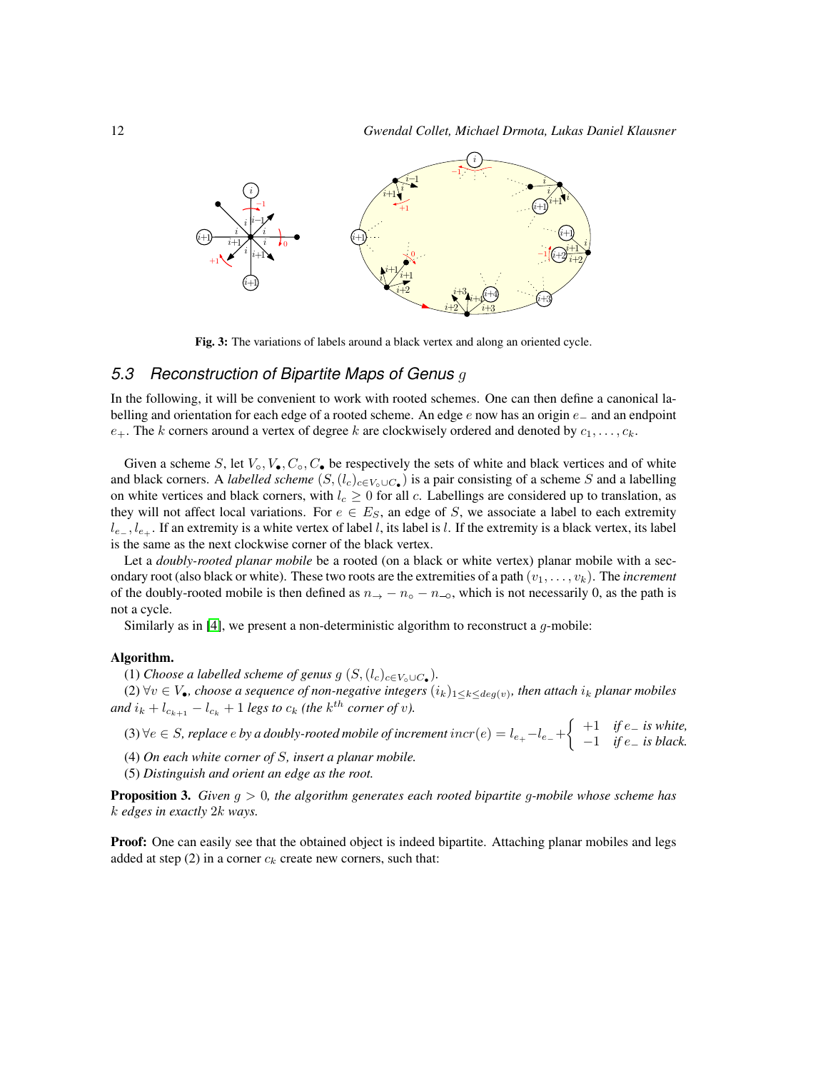Fig. 3: The variations of labels around a black vertex and along an oriented cycle.

## 5.3 Reconstruction of Bipartite Maps of Genus $g$

In the following, it will be convenient to work with rooted schemes. One can then define a canonical labelling and orientation for each edge of a rooted scheme. An edge $e$ now has an origin $e_-$ and an endpoint $e_+$. The $k$ corners around a vertex of degree $k$ are clockwisely ordered and denoted by $c_1, \ldots, c_k$.

Given a scheme $S$, let $V_\circ, V_\bullet, C_\circ, C_\bullet$ be respectively the sets of white and black vertices and of white and black corners. A *labelled scheme* $(S, (l_c)_{c \in V_\circ \cup C_\bullet})$ is a pair consisting of a scheme $S$ and a labelling on white vertices and black corners, with $l_c \geq 0$ for all $c$. Labellings are considered up to translation, as they will not affect local variations. For $e \in E_S$, an edge of $S$, we associate a label to each extremity $l_{e_-}, l_{e_+}$. If an extremity is a white vertex of label $l$, its label is $l$. If the extremity is a black vertex, its label is the same as the next clockwise corner of the black vertex.

Let a *doubly-rooted planar mobile* be a rooted (on a black or white) planar mobile with a secondary root (also black or white). These two roots are the extremities of a path $(v_1, \ldots, v_k)$. The *increment* of the doubly-rooted mobile is then defined as $n_\to - n_\circ - n_{-\circ}$, which is not necessarily 0, as the path is not a cycle.

Similarly as in [4], we present a non-deterministic algorithm to reconstruct a $g$-mobile:

**Algorithm.**

(1) *Choose a labelled scheme of genus $g$ $(S, (l_c)_{c \in V_\circ \cup C_\bullet})$.*

(2) $\forall v \in V_\bullet$*, choose a sequence of non-negative integers $(i_k)_{1 \leq k \leq deg(v)}$, then attach $i_k$ planar mobiles and $i_k + l_{c_{k+1}} - l_{c_k} + 1$ legs to $c_k$ (the $k^{th}$ corner of $v$).*

(3) $\forall e \in S$*, replace $e$ by a doubly-rooted mobile of increment* $incr(e) = l_{e_+} - l_{e_-} + \begin{cases} +1 & \text{if } e_- \text{ is white,} \\ -1 & \text{if } e_- \text{ is black.} \end{cases}$

(4) *On each white corner of $S$, insert a planar mobile.*

(5) *Distinguish and orient an edge as the root.*

**Proposition 3.** *Given $g > 0$, the algorithm generates each rooted bipartite $g$-mobile whose scheme has $k$ edges in exactly $2k$ ways.*

**Proof:** One can easily see that the obtained object is indeed bipartite. Attaching planar mobiles and legs added at step (2) in a corner $c_k$ create new corners, such that: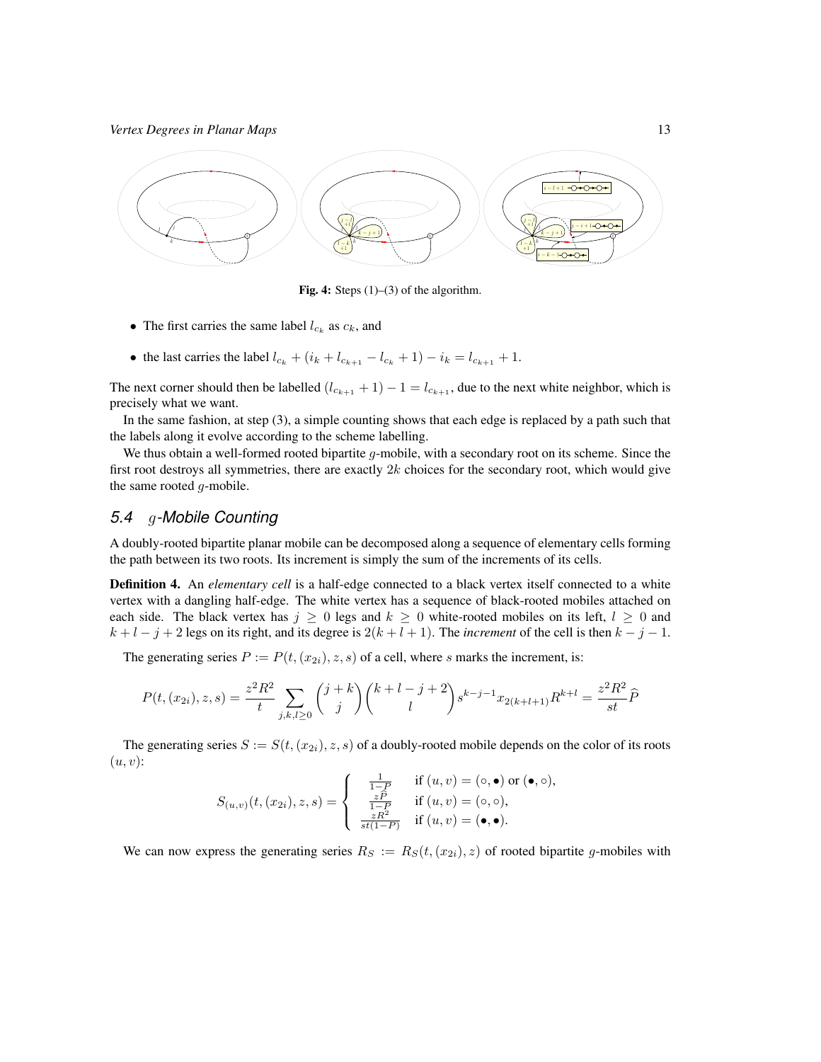**Fig. 4:** Steps (1)–(3) of the algorithm.

- The first carries the same label $l_{c_k}$ as $c_k$, and
- the last carries the label $l_{c_k} + (i_k + l_{c_{k+1}} - l_{c_k} + 1) - i_k = l_{c_{k+1}} + 1$.

The next corner should then be labelled $(l_{c_{k+1}} + 1) - 1 = l_{c_{k+1}}$, due to the next white neighbor, which is precisely what we want.

In the same fashion, at step (3), a simple counting shows that each edge is replaced by a path such that the labels along it evolve according to the scheme labelling.

We thus obtain a well-formed rooted bipartite $g$-mobile, with a secondary root on its scheme. Since the first root destroys all symmetries, there are exactly $2k$ choices for the secondary root, which would give the same rooted $g$-mobile.

## 5.4 $g$-Mobile Counting

A doubly-rooted bipartite planar mobile can be decomposed along a sequence of elementary cells forming the path between its two roots. Its increment is simply the sum of the increments of its cells.

**Definition 4.** An *elementary cell* is a half-edge connected to a black vertex itself connected to a white vertex with a dangling half-edge. The white vertex has a sequence of black-rooted mobiles attached on each side. The black vertex has $j \geq 0$ legs and $k \geq 0$ white-rooted mobiles on its left, $l \geq 0$ and $k + l - j + 2$ legs on its right, and its degree is $2(k + l + 1)$. The *increment* of the cell is then $k - j - 1$.

The generating series $P := P(t, (x_{2i}), z, s)$ of a cell, where $s$ marks the increment, is:

$$P(t, (x_{2i}), z, s) = \frac{z^2 R^2}{t} \sum_{j,k,l \geq 0} \binom{j+k}{j} \binom{k+l-j+2}{l} s^{k-j-1} x_{2(k+l+1)} R^{k+l} = \frac{z^2 R^2}{st} \widehat{P}$$

The generating series $S := S(t, (x_{2i}), z, s)$ of a doubly-rooted mobile depends on the color of its roots $(u, v)$:

$$S_{(u,v)}(t, (x_{2i}), z, s) = \begin{cases} \frac{1}{1-P} & \text{if } (u, v) = (\circ, \bullet) \text{ or } (\bullet, \circ), \\ \frac{z\widehat{P}}{1-P} & \text{if } (u, v) = (\circ, \circ), \\ \frac{zR^2}{st(1-P)} & \text{if } (u, v) = (\bullet, \bullet). \end{cases}$$

We can now express the generating series $R_S := R_S(t, (x_{2i}), z)$ of rooted bipartite $g$-mobiles with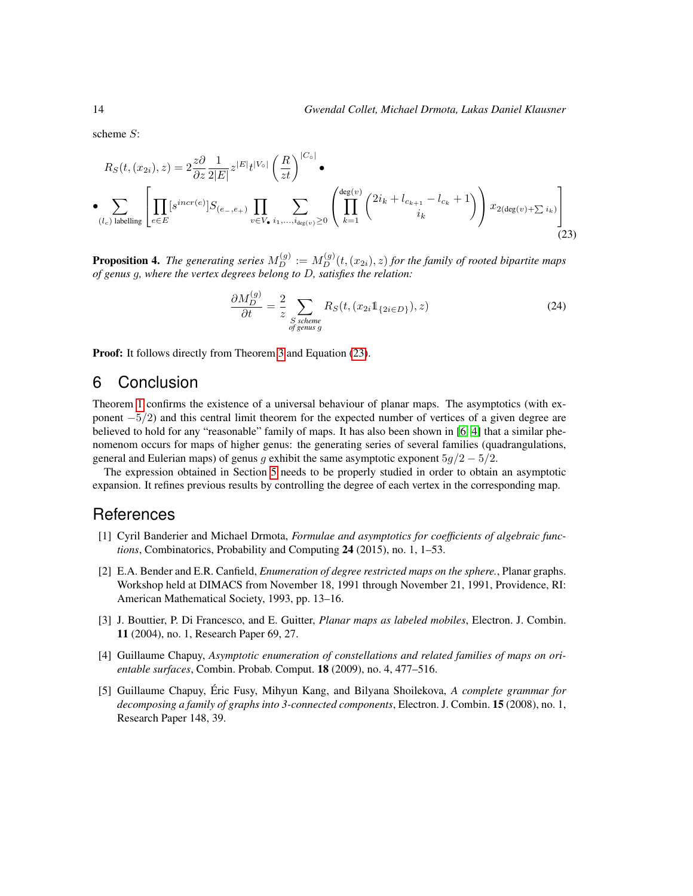scheme $S$:

$$R_S(t,(x_{2i}),z) = 2\frac{z\partial}{\partial z}\frac{1}{2|E|}z^{|E|}t^{|V_\circ|}\left(\frac{R}{zt}\right)^{|C_\circ|} \bullet$$

$$\bullet \sum_{(l_c)\text{ labelling}} \left[ \prod_{e\in E}[s^{incr(e)}]S_{(e_-,e_+)} \prod_{v\in V_\bullet} \sum_{i_1,\dots,i_{\deg(v)}\geq 0} \left( \prod_{k=1}^{\deg(v)} \binom{2i_k + l_{c_{k+1}} - l_{c_k} + 1}{i_k} \right) x_{2(\deg(v)+\sum i_k)} \right] \tag{23}$$

**Proposition 4.** *The generating series $M_D^{(g)} := M_D^{(g)}(t,(x_{2i}),z)$ for the family of rooted bipartite maps of genus $g$, where the vertex degrees belong to $D$, satisfies the relation:*

$$\frac{\partial M_D^{(g)}}{\partial t} = \frac{2}{z} \sum_{\substack{S \text{ scheme} \\ \text{of genus } g}} R_S(t,(x_{2i}\mathbb{1}_{\{2i\in D\}}),z) \tag{24}$$

**Proof:** It follows directly from Theorem 3 and Equation (23).

## 6 Conclusion

Theorem 1 confirms the existence of a universal behaviour of planar maps. The asymptotics (with exponent $-5/2$) and this central limit theorem for the expected number of vertices of a given degree are believed to hold for any "reasonable" family of maps. It has also been shown in [6, 4] that a similar phenomenom occurs for maps of higher genus: the generating series of several families (quadrangulations, general and Eulerian maps) of genus $g$ exhibit the same asymptotic exponent $5g/2 - 5/2$.

The expression obtained in Section 5 needs to be properly studied in order to obtain an asymptotic expansion. It refines previous results by controlling the degree of each vertex in the corresponding map.

## References

[1] Cyril Banderier and Michael Drmota, *Formulae and asymptotics for coefficients of algebraic functions*, Combinatorics, Probability and Computing **24** (2015), no. 1, 1–53.

[2] E.A. Bender and E.R. Canfield, *Enumeration of degree restricted maps on the sphere.*, Planar graphs. Workshop held at DIMACS from November 18, 1991 through November 21, 1991, Providence, RI: American Mathematical Society, 1993, pp. 13–16.

[3] J. Bouttier, P. Di Francesco, and E. Guitter, *Planar maps as labeled mobiles*, Electron. J. Combin. **11** (2004), no. 1, Research Paper 69, 27.

[4] Guillaume Chapuy, *Asymptotic enumeration of constellations and related families of maps on orientable surfaces*, Combin. Probab. Comput. **18** (2009), no. 4, 477–516.

[5] Guillaume Chapuy, Éric Fusy, Mihyun Kang, and Bilyana Shoilekova, *A complete grammar for decomposing a family of graphs into 3-connected components*, Electron. J. Combin. **15** (2008), no. 1, Research Paper 148, 39.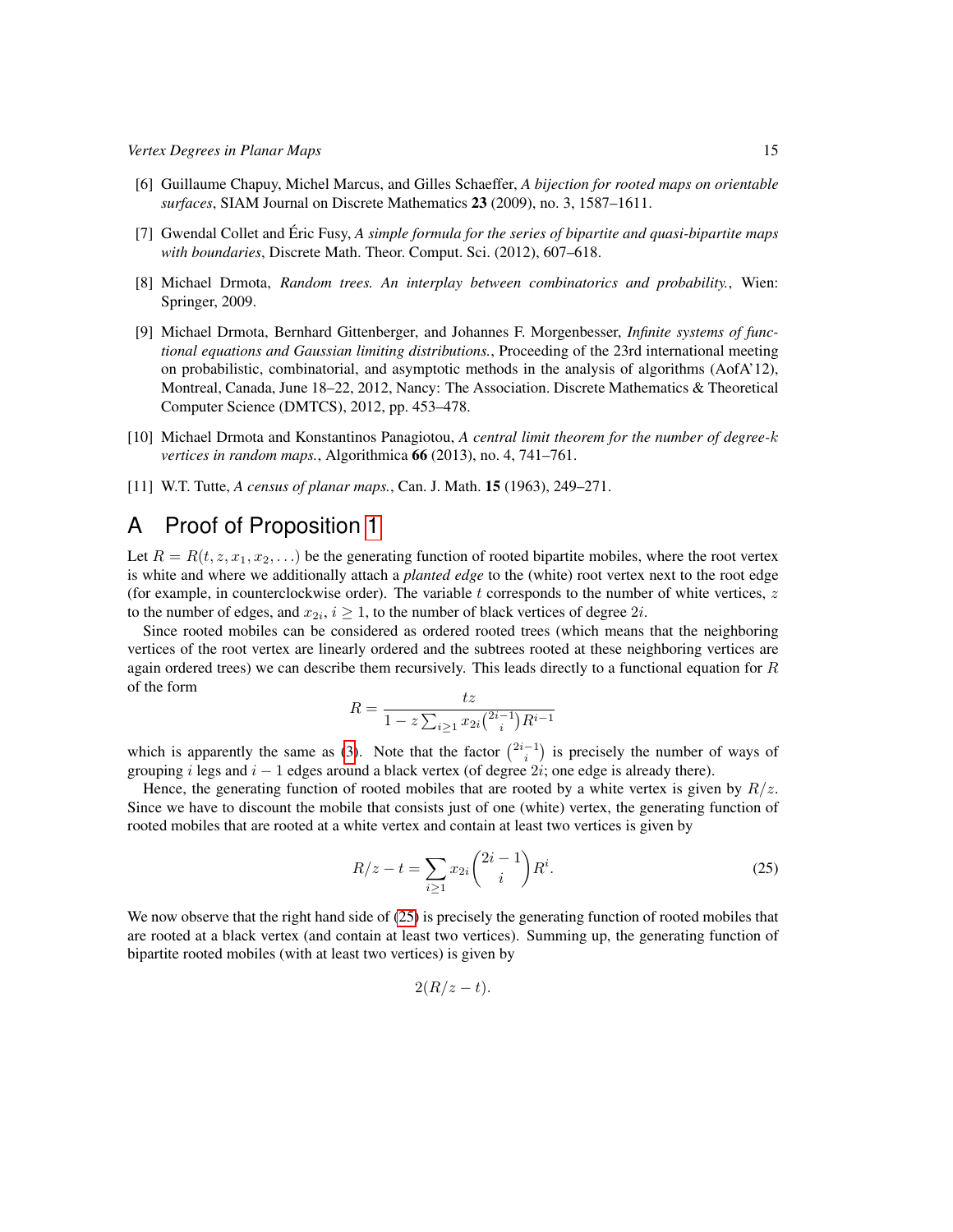[6] Guillaume Chapuy, Michel Marcus, and Gilles Schaeffer, *A bijection for rooted maps on orientable surfaces*, SIAM Journal on Discrete Mathematics **23** (2009), no. 3, 1587–1611.

[7] Gwendal Collet and Éric Fusy, *A simple formula for the series of bipartite and quasi-bipartite maps with boundaries*, Discrete Math. Theor. Comput. Sci. (2012), 607–618.

[8] Michael Drmota, *Random trees. An interplay between combinatorics and probability.*, Wien: Springer, 2009.

[9] Michael Drmota, Bernhard Gittenberger, and Johannes F. Morgenbesser, *Infinite systems of functional equations and Gaussian limiting distributions.*, Proceeding of the 23rd international meeting on probabilistic, combinatorial, and asymptotic methods in the analysis of algorithms (AofA'12), Montreal, Canada, June 18–22, 2012, Nancy: The Association. Discrete Mathematics & Theoretical Computer Science (DMTCS), 2012, pp. 453–478.

[10] Michael Drmota and Konstantinos Panagiotou, *A central limit theorem for the number of degree-$k$ vertices in random maps.*, Algorithmica **66** (2013), no. 4, 741–761.

[11] W.T. Tutte, *A census of planar maps.*, Can. J. Math. **15** (1963), 249–271.

# A Proof of Proposition 1

Let $R = R(t, z, x_1, x_2, \ldots)$ be the generating function of rooted bipartite mobiles, where the root vertex is white and where we additionally attach a *planted edge* to the (white) root vertex next to the root edge (for example, in counterclockwise order). The variable $t$ corresponds to the number of white vertices, $z$ to the number of edges, and $x_{2i}$, $i \geq 1$, to the number of black vertices of degree $2i$.

Since rooted mobiles can be considered as ordered rooted trees (which means that the neighboring vertices of the root vertex are linearly ordered and the subtrees rooted at these neighboring vertices are again ordered trees) we can describe them recursively. This leads directly to a functional equation for $R$ of the form

$$R = \frac{tz}{1 - z \sum_{i \geq 1} x_{2i} \binom{2i-1}{i} R^{i-1}}$$

which is apparently the same as (3). Note that the factor $\binom{2i-1}{i}$ is precisely the number of ways of grouping $i$ legs and $i-1$ edges around a black vertex (of degree $2i$; one edge is already there).

Hence, the generating function of rooted mobiles that are rooted by a white vertex is given by $R/z$. Since we have to discount the mobile that consists just of one (white) vertex, the generating function of rooted mobiles that are rooted at a white vertex and contain at least two vertices is given by

$$R/z - t = \sum_{i \geq 1} x_{2i} \binom{2i-1}{i} R^i. \tag{25}$$

We now observe that the right hand side of (25) is precisely the generating function of rooted mobiles that are rooted at a black vertex (and contain at least two vertices). Summing up, the generating function of bipartite rooted mobiles (with at least two vertices) is given by

$$2(R/z - t).$$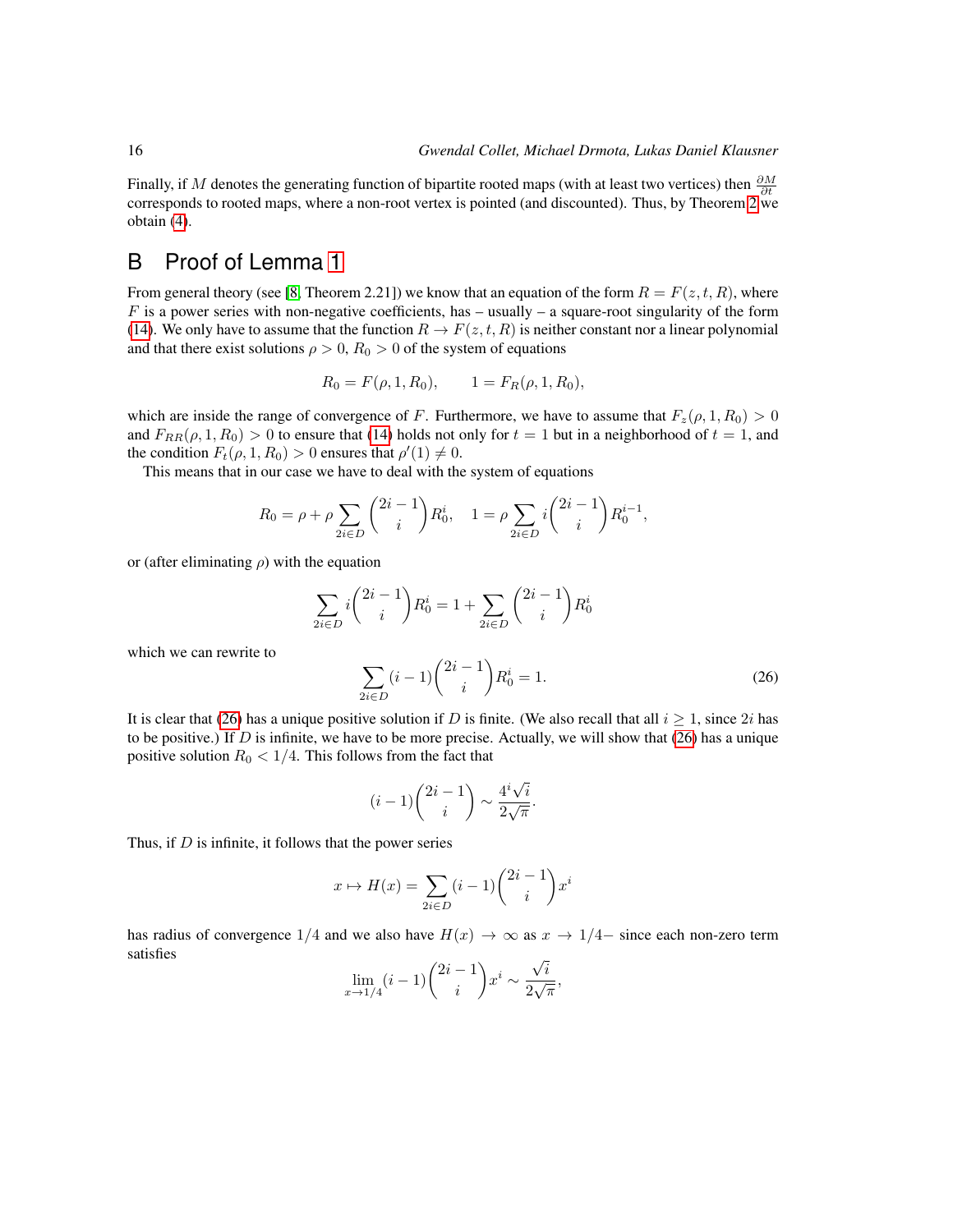Finally, if $M$ denotes the generating function of bipartite rooted maps (with at least two vertices) then $\frac{\partial M}{\partial t}$ corresponds to rooted maps, where a non-root vertex is pointed (and discounted). Thus, by Theorem 2 we obtain (4).

# B Proof of Lemma 1

From general theory (see [8, Theorem 2.21]) we know that an equation of the form $R = F(z,t,R)$, where $F$ is a power series with non-negative coefficients, has – usually – a square-root singularity of the form (14). We only have to assume that the function $R \to F(z,t,R)$ is neither constant nor a linear polynomial and that there exist solutions $\rho > 0$, $R_0 > 0$ of the system of equations

$$R_0 = F(\rho, 1, R_0), \qquad 1 = F_R(\rho, 1, R_0),$$

which are inside the range of convergence of $F$. Furthermore, we have to assume that $F_z(\rho, 1, R_0) > 0$ and $F_{RR}(\rho, 1, R_0) > 0$ to ensure that (14) holds not only for $t = 1$ but in a neighborhood of $t = 1$, and the condition $F_t(\rho, 1, R_0) > 0$ ensures that $\rho'(1) \neq 0$.

This means that in our case we have to deal with the system of equations

$$R_0 = \rho + \rho \sum_{2i \in D} \binom{2i-1}{i} R_0^i, \quad 1 = \rho \sum_{2i \in D} i \binom{2i-1}{i} R_0^{i-1},$$

or (after eliminating $\rho$) with the equation

$$\sum_{2i \in D} i \binom{2i-1}{i} R_0^i = 1 + \sum_{2i \in D} \binom{2i-1}{i} R_0^i$$

which we can rewrite to

$$\sum_{2i \in D} (i-1) \binom{2i-1}{i} R_0^i = 1. \tag{26}$$

It is clear that (26) has a unique positive solution if $D$ is finite. (We also recall that all $i \geq 1$, since $2i$ has to be positive.) If $D$ is infinite, we have to be more precise. Actually, we will show that (26) has a unique positive solution $R_0 < 1/4$. This follows from the fact that

$$(i-1)\binom{2i-1}{i} \sim \frac{4^i \sqrt{i}}{2\sqrt{\pi}}.$$

Thus, if $D$ is infinite, it follows that the power series

$$x \mapsto H(x) = \sum_{2i \in D} (i-1) \binom{2i-1}{i} x^i$$

has radius of convergence $1/4$ and we also have $H(x) \to \infty$ as $x \to 1/4-$ since each non-zero term satisfies

$$\lim_{x \to 1/4} (i-1) \binom{2i-1}{i} x^i \sim \frac{\sqrt{i}}{2\sqrt{\pi}},$$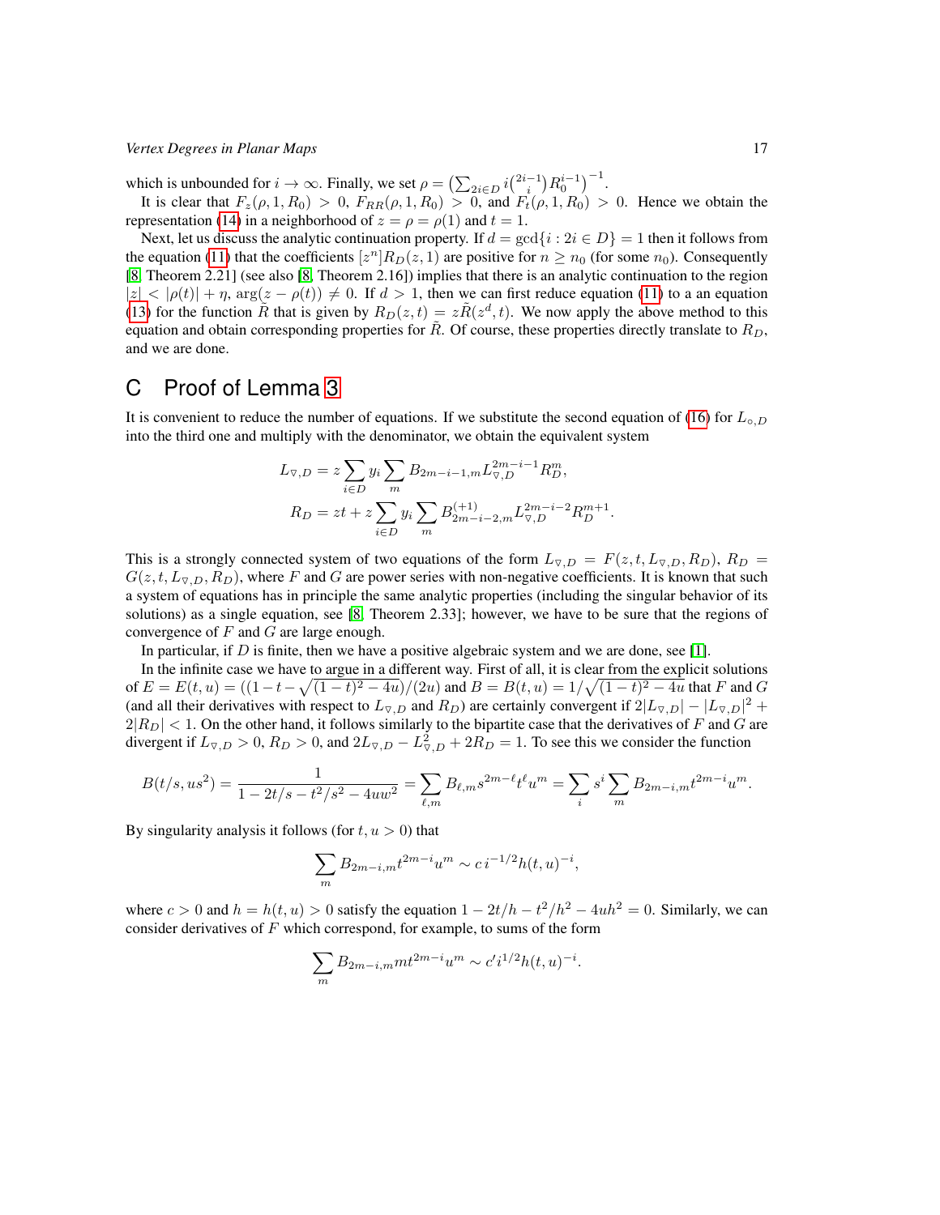which is unbounded for $i \to \infty$. Finally, we set $\rho = \left(\sum_{2i\in D} i\binom{2i-1}{i} R_0^{i-1}\right)^{-1}$.

It is clear that $F_z(\rho, 1, R_0) > 0$, $F_{RR}(\rho, 1, R_0) > 0$, and $F_t(\rho, 1, R_0) > 0$. Hence we obtain the representation (14) in a neighborhood of $z = \rho = \rho(1)$ and $t = 1$.

Next, let us discuss the analytic continuation property. If $d = \gcd\{i : 2i \in D\} = 1$ then it follows from the equation (11) that the coefficients $[z^n]R_D(z, 1)$ are positive for $n \geq n_0$ (for some $n_0$). Consequently [8, Theorem 2.21] (see also [8, Theorem 2.16]) implies that there is an analytic continuation to the region $|z| < |\rho(t)| + \eta$, $\arg(z - \rho(t)) \neq 0$. If $d > 1$, then we can first reduce equation (11) to a an equation (13) for the function $\tilde{R}$ that is given by $R_D(z, t) = z\tilde{R}(z^d, t)$. We now apply the above method to this equation and obtain corresponding properties for $\tilde{R}$. Of course, these properties directly translate to $R_D$, and we are done.

# C Proof of Lemma 3

It is convenient to reduce the number of equations. If we substitute the second equation of (16) for $L_{\circ,D}$ into the third one and multiply with the denominator, we obtain the equivalent system

$$L_{\triangledown,D} = z\sum_{i\in D} y_i \sum_m B_{2m-i-1,m} L_{\triangledown,D}^{2m-i-1} R_D^m,$$

$$R_D = zt + z\sum_{i\in D} y_i \sum_m B^{(+1)}_{2m-i-2,m} L_{\triangledown,D}^{2m-i-2} R_D^{m+1}.$$

This is a strongly connected system of two equations of the form $L_{\triangledown,D} = F(z, t, L_{\triangledown,D}, R_D)$, $R_D = G(z, t, L_{\triangledown,D}, R_D)$, where $F$ and $G$ are power series with non-negative coefficients. It is known that such a system of equations has in principle the same analytic properties (including the singular behavior of its solutions) as a single equation, see [8, Theorem 2.33]; however, we have to be sure that the regions of convergence of $F$ and $G$ are large enough.

In particular, if $D$ is finite, then we have a positive algebraic system and we are done, see [1].

In the infinite case we have to argue in a different way. First of all, it is clear from the explicit solutions of $E = E(t, u) = ((1 - t - \sqrt{(1-t)^2 - 4u})/(2u)$ and $B = B(t, u) = 1/\sqrt{(1-t)^2 - 4u}$ that $F$ and $G$ (and all their derivatives with respect to $L_{\triangledown,D}$ and $R_D$) are certainly convergent if $2|L_{\triangledown,D}| - |L_{\triangledown,D}|^2 + 2|R_D| < 1$. On the other hand, it follows similarly to the bipartite case that the derivatives of $F$ and $G$ are divergent if $L_{\triangledown,D} > 0$, $R_D > 0$, and $2L_{\triangledown,D} - L_{\triangledown,D}^2 + 2R_D = 1$. To see this we consider the function

$$B(t/s, us^2) = \frac{1}{1 - 2t/s - t^2/s^2 - 4uw^2} = \sum_{\ell,m} B_{\ell,m} s^{2m-\ell} t^\ell u^m = \sum_i s^i \sum_m B_{2m-i,m} t^{2m-i} u^m.$$

By singularity analysis it follows (for $t, u > 0$) that

$$\sum_m B_{2m-i,m} t^{2m-i} u^m \sim c\, i^{-1/2} h(t, u)^{-i},$$

where $c > 0$ and $h = h(t, u) > 0$ satisfy the equation $1 - 2t/h - t^2/h^2 - 4uh^2 = 0$. Similarly, we can consider derivatives of $F$ which correspond, for example, to sums of the form

$$\sum_m B_{2m-i,m} m t^{2m-i} u^m \sim c' i^{1/2} h(t, u)^{-i}.$$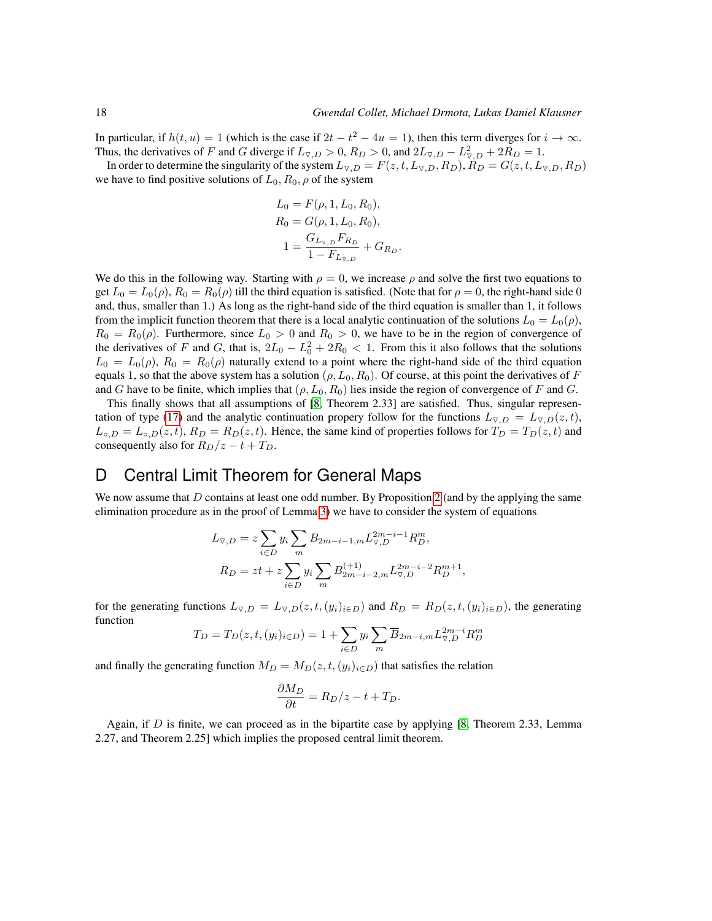In particular, if $h(t,u) = 1$ (which is the case if $2t - t^2 - 4u = 1$), then this term diverges for $i \to \infty$. Thus, the derivatives of $F$ and $G$ diverge if $L_{\triangledown,D} > 0$, $R_D > 0$, and $2L_{\triangledown,D} - L_{\triangledown,D}^2 + 2R_D = 1$.

In order to determine the singularity of the system $L_{\triangledown,D} = F(z,t,L_{\triangledown,D},R_D)$, $R_D = G(z,t,L_{\triangledown,D},R_D)$ we have to find positive solutions of $L_0, R_0, \rho$ of the system

$$
\begin{aligned}
L_0 &= F(\rho, 1, L_0, R_0),\\
R_0 &= G(\rho, 1, L_0, R_0),\\
1 &= \frac{G_{L_{\triangledown,D}} F_{R_D}}{1 - F_{L_{\triangledown,D}}} + G_{R_D}.
\end{aligned}
$$

We do this in the following way. Starting with $\rho = 0$, we increase $\rho$ and solve the first two equations to get $L_0 = L_0(\rho)$, $R_0 = R_0(\rho)$ till the third equation is satisfied. (Note that for $\rho = 0$, the right-hand side 0 and, thus, smaller than 1.) As long as the right-hand side of the third equation is smaller than 1, it follows from the implicit function theorem that there is a local analytic continuation of the solutions $L_0 = L_0(\rho)$, $R_0 = R_0(\rho)$. Furthermore, since $L_0 > 0$ and $R_0 > 0$, we have to be in the region of convergence of the derivatives of $F$ and $G$, that is, $2L_0 - L_0^2 + 2R_0 < 1$. From this it also follows that the solutions $L_0 = L_0(\rho)$, $R_0 = R_0(\rho)$ naturally extend to a point where the right-hand side of the third equation equals 1, so that the above system has a solution $(\rho, L_0, R_0)$. Of course, at this point the derivatives of $F$ and $G$ have to be finite, which implies that $(\rho, L_0, R_0)$ lies inside the region of convergence of $F$ and $G$.

This finally shows that all assumptions of [8, Theorem 2.33] are satisfied. Thus, singular representation of type (17) and the analytic continuation propery follow for the functions $L_{\triangledown,D} = L_{\triangledown,D}(z,t)$, $L_{\circ,D} = L_{\circ,D}(z,t)$, $R_D = R_D(z,t)$. Hence, the same kind of properties follows for $T_D = T_D(z,t)$ and consequently also for $R_D/z - t + T_D$.

# D Central Limit Theorem for General Maps

We now assume that $D$ contains at least one odd number. By Proposition 2 (and by the applying the same elimination procedure as in the proof of Lemma 3) we have to consider the system of equations

$$
\begin{aligned}
L_{\triangledown,D} &= z \sum_{i\in D} y_i \sum_m B_{2m-i-1,m} L_{\triangledown,D}^{2m-i-1} R_D^m,\\
R_D &= zt + z \sum_{i\in D} y_i \sum_m B^{(+1)}_{2m-i-2,m} L_{\triangledown,D}^{2m-i-2} R_D^{m+1},
\end{aligned}
$$

for the generating functions $L_{\triangledown,D} = L_{\triangledown,D}(z,t,(y_i)_{i\in D})$ and $R_D = R_D(z,t,(y_i)_{i\in D})$, the generating function

$$
T_D = T_D(z,t,(y_i)_{i\in D}) = 1 + \sum_{i\in D} y_i \sum_m \overline{B}_{2m-i,m} L_{\triangledown,D}^{2m-i} R_D^m
$$

and finally the generating function $M_D = M_D(z,t,(y_i)_{i\in D})$ that satisfies the relation

$$
\frac{\partial M_D}{\partial t} = R_D/z - t + T_D.
$$

Again, if $D$ is finite, we can proceed as in the bipartite case by applying [8, Theorem 2.33, Lemma 2.27, and Theorem 2.25] which implies the proposed central limit theorem.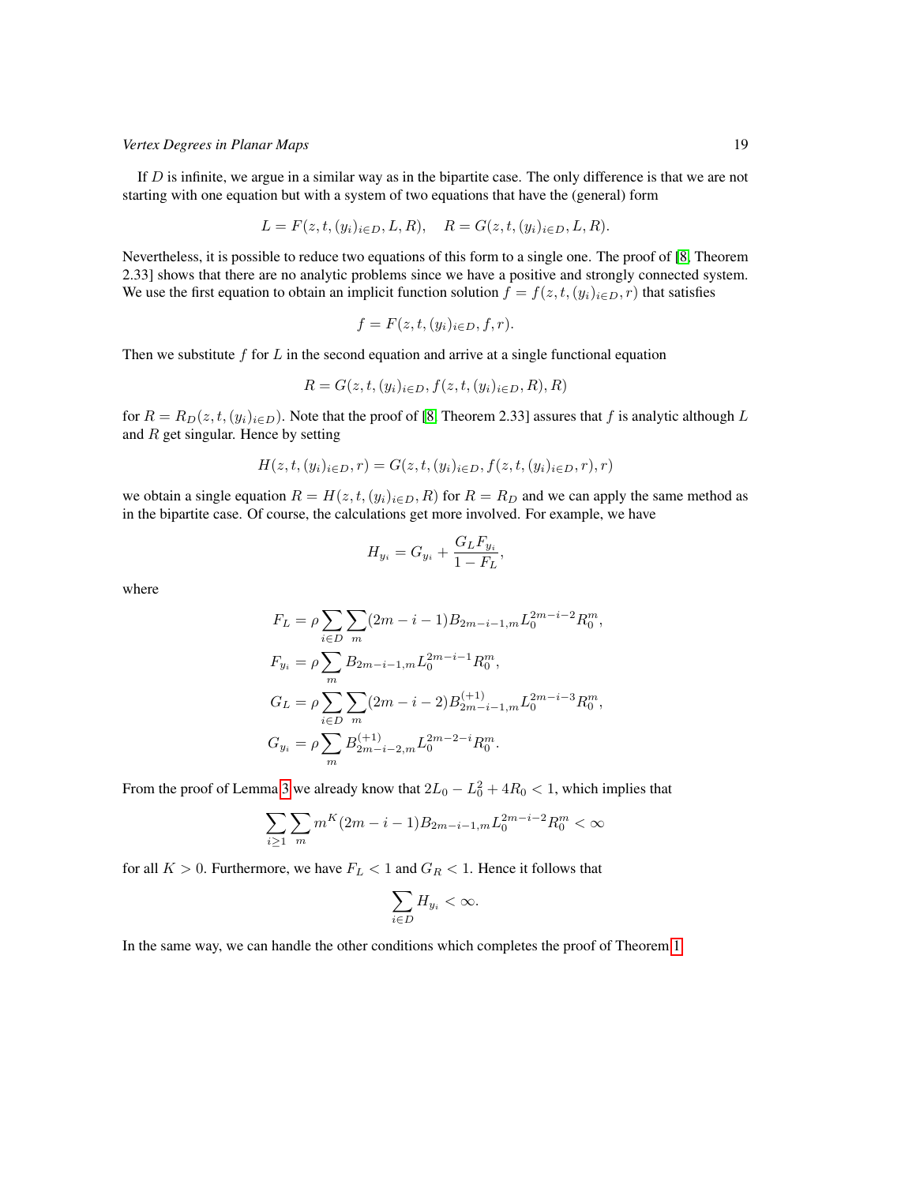If $D$ is infinite, we argue in a similar way as in the bipartite case. The only difference is that we are not starting with one equation but with a system of two equations that have the (general) form

$$L = F(z, t, (y_i)_{i \in D}, L, R), \quad R = G(z, t, (y_i)_{i \in D}, L, R).$$

Nevertheless, it is possible to reduce two equations of this form to a single one. The proof of [8, Theorem 2.33] shows that there are no analytic problems since we have a positive and strongly connected system. We use the first equation to obtain an implicit function solution $f = f(z, t, (y_i)_{i \in D}, r)$ that satisfies

$$f = F(z, t, (y_i)_{i \in D}, f, r).$$

Then we substitute $f$ for $L$ in the second equation and arrive at a single functional equation

$$R = G(z, t, (y_i)_{i \in D}, f(z, t, (y_i)_{i \in D}, R), R)$$

for $R = R_D(z, t, (y_i)_{i \in D})$. Note that the proof of [8, Theorem 2.33] assures that $f$ is analytic although $L$ and $R$ get singular. Hence by setting

$$H(z, t, (y_i)_{i \in D}, r) = G(z, t, (y_i)_{i \in D}, f(z, t, (y_i)_{i \in D}, r), r)$$

we obtain a single equation $R = H(z, t, (y_i)_{i \in D}, R)$ for $R = R_D$ and we can apply the same method as in the bipartite case. Of course, the calculations get more involved. For example, we have

$$H_{y_i} = G_{y_i} + \frac{G_L F_{y_i}}{1 - F_L},$$

where

$$\begin{aligned}
F_L &= \rho \sum_{i \in D} \sum_m (2m - i - 1) B_{2m-i-1,m} L_0^{2m-i-2} R_0^m, \\
F_{y_i} &= \rho \sum_m B_{2m-i-1,m} L_0^{2m-i-1} R_0^m, \\
G_L &= \rho \sum_{i \in D} \sum_m (2m - i - 2) B^{(+1)}_{2m-i-1,m} L_0^{2m-i-3} R_0^m, \\
G_{y_i} &= \rho \sum_m B^{(+1)}_{2m-i-2,m} L_0^{2m-2-i} R_0^m.
\end{aligned}$$

From the proof of Lemma 3 we already know that $2L_0 - L_0^2 + 4R_0 < 1$, which implies that

$$\sum_{i \geq 1} \sum_m m^K (2m - i - 1) B_{2m-i-1,m} L_0^{2m-i-2} R_0^m < \infty$$

for all $K > 0$. Furthermore, we have $F_L < 1$ and $G_R < 1$. Hence it follows that

$$\sum_{i \in D} H_{y_i} < \infty.$$

In the same way, we can handle the other conditions which completes the proof of Theorem 1.